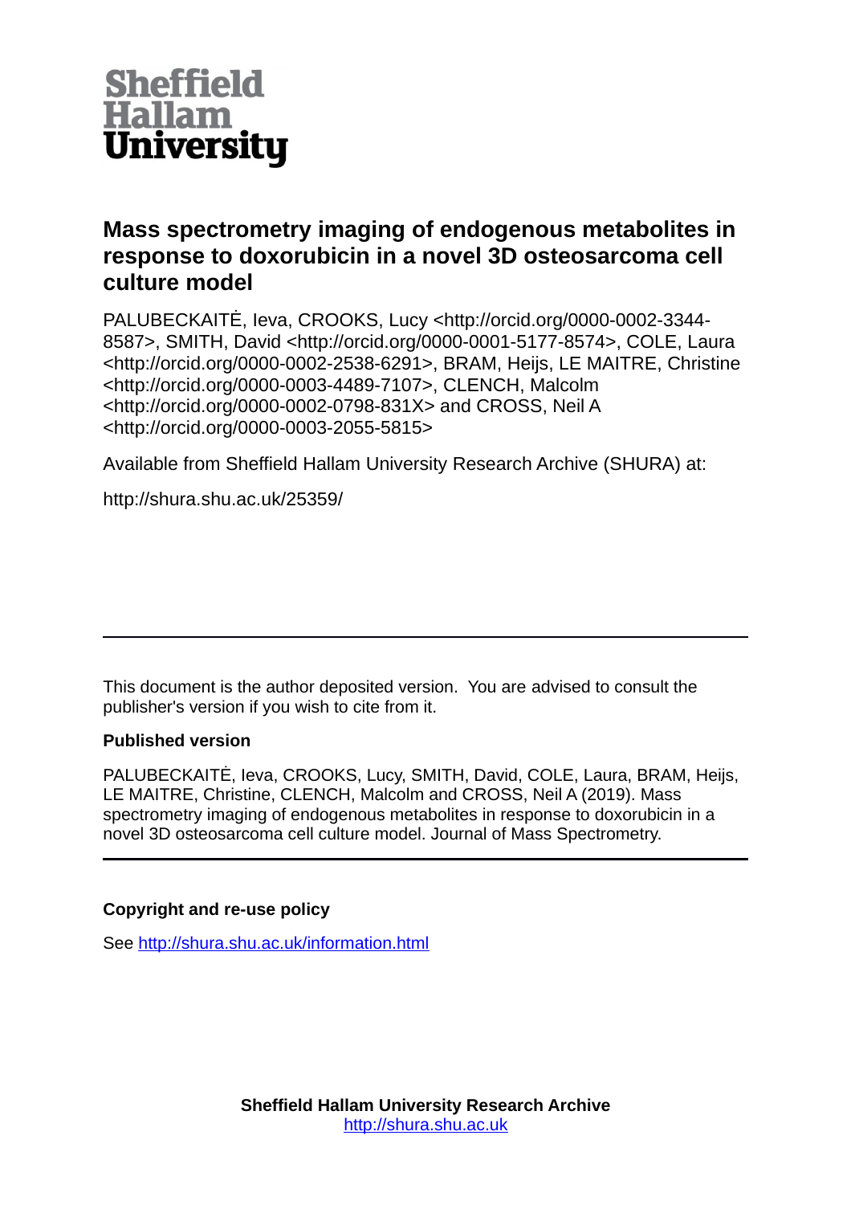Sheffield Hallam University

# Mass spectrometry imaging of endogenous metabolites in response to doxorubicin in a novel 3D osteosarcoma cell culture model

PALUBECKAITĖ, Ieva, CROOKS, Lucy <http://orcid.org/0000-0002-3344-8587>, SMITH, David <http://orcid.org/0000-0001-5177-8574>, COLE, Laura <http://orcid.org/0000-0002-2538-6291>, BRAM, Heijs, LE MAITRE, Christine <http://orcid.org/0000-0003-4489-7107>, CLENCH, Malcolm <http://orcid.org/0000-0002-0798-831X> and CROSS, Neil A <http://orcid.org/0000-0003-2055-5815>

Available from Sheffield Hallam University Research Archive (SHURA) at:

http://shura.shu.ac.uk/25359/

---

This document is the author deposited version. You are advised to consult the publisher's version if you wish to cite from it.

**Published version**

PALUBECKAITĖ, Ieva, CROOKS, Lucy, SMITH, David, COLE, Laura, BRAM, Heijs, LE MAITRE, Christine, CLENCH, Malcolm and CROSS, Neil A (2019). Mass spectrometry imaging of endogenous metabolites in response to doxorubicin in a novel 3D osteosarcoma cell culture model. Journal of Mass Spectrometry.

---

**Copyright and re-use policy**

See http://shura.shu.ac.uk/information.html

**Sheffield Hallam University Research Archive**
http://shura.shu.ac.uk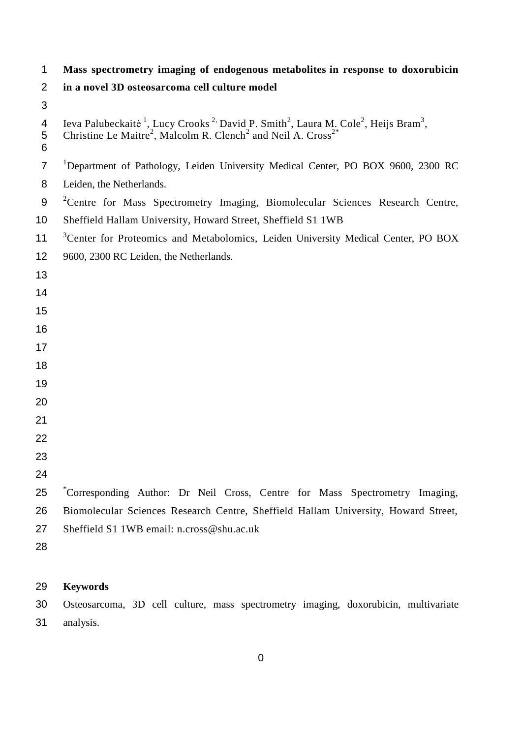# Mass spectrometry imaging of endogenous metabolites in response to doxorubicin in a novel 3D osteosarcoma cell culture model

Ieva Palubeckaitė [1], Lucy Crooks [2,] David P. Smith[2], Laura M. Cole[2], Heijs Bram[3], Christine Le Maitre[2], Malcolm R. Clench[2] and Neil A. Cross[2*]

[1]Department of Pathology, Leiden University Medical Center, PO BOX 9600, 2300 RC Leiden, the Netherlands.

[2]Centre for Mass Spectrometry Imaging, Biomolecular Sciences Research Centre, Sheffield Hallam University, Howard Street, Sheffield S1 1WB

[3]Center for Proteomics and Metabolomics, Leiden University Medical Center, PO BOX 9600, 2300 RC Leiden, the Netherlands.

[*]Corresponding Author: Dr Neil Cross, Centre for Mass Spectrometry Imaging, Biomolecular Sciences Research Centre, Sheffield Hallam University, Howard Street, Sheffield S1 1WB email: n.cross@shu.ac.uk

**Keywords**

Osteosarcoma, 3D cell culture, mass spectrometry imaging, doxorubicin, multivariate analysis.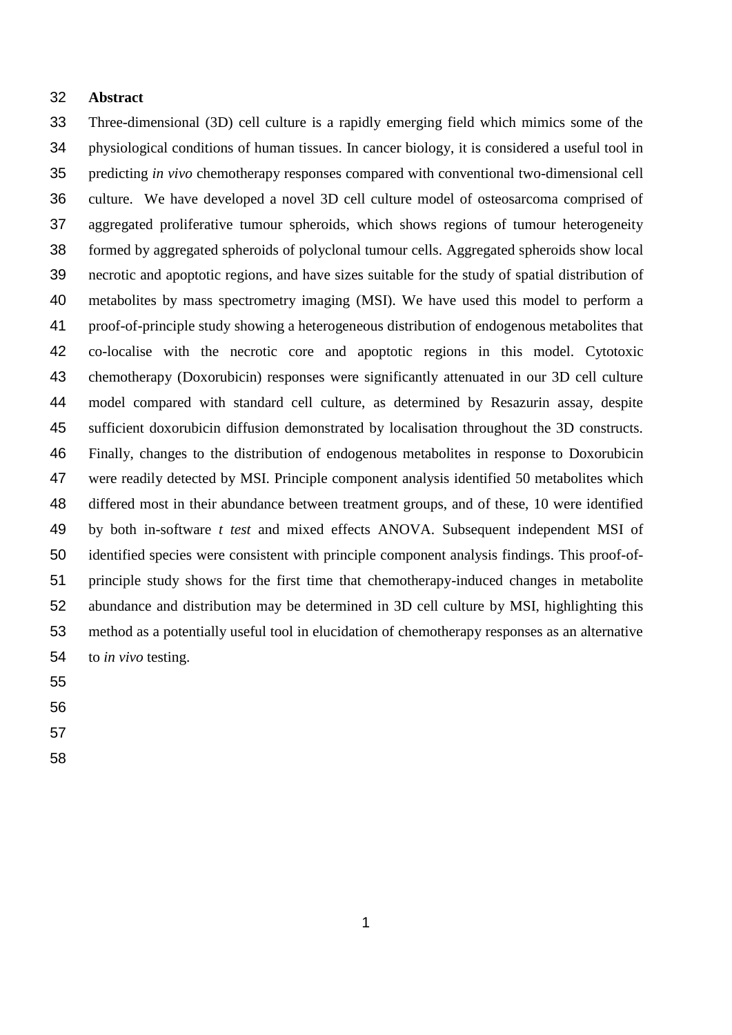# Abstract

Three-dimensional (3D) cell culture is a rapidly emerging field which mimics some of the physiological conditions of human tissues. In cancer biology, it is considered a useful tool in predicting *in vivo* chemotherapy responses compared with conventional two-dimensional cell culture. We have developed a novel 3D cell culture model of osteosarcoma comprised of aggregated proliferative tumour spheroids, which shows regions of tumour heterogeneity formed by aggregated spheroids of polyclonal tumour cells. Aggregated spheroids show local necrotic and apoptotic regions, and have sizes suitable for the study of spatial distribution of metabolites by mass spectrometry imaging (MSI). We have used this model to perform a proof-of-principle study showing a heterogeneous distribution of endogenous metabolites that co-localise with the necrotic core and apoptotic regions in this model. Cytotoxic chemotherapy (Doxorubicin) responses were significantly attenuated in our 3D cell culture model compared with standard cell culture, as determined by Resazurin assay, despite sufficient doxorubicin diffusion demonstrated by localisation throughout the 3D constructs. Finally, changes to the distribution of endogenous metabolites in response to Doxorubicin were readily detected by MSI. Principle component analysis identified 50 metabolites which differed most in their abundance between treatment groups, and of these, 10 were identified by both in-software *t test* and mixed effects ANOVA. Subsequent independent MSI of identified species were consistent with principle component analysis findings. This proof-of-principle study shows for the first time that chemotherapy-induced changes in metabolite abundance and distribution may be determined in 3D cell culture by MSI, highlighting this method as a potentially useful tool in elucidation of chemotherapy responses as an alternative to *in vivo* testing.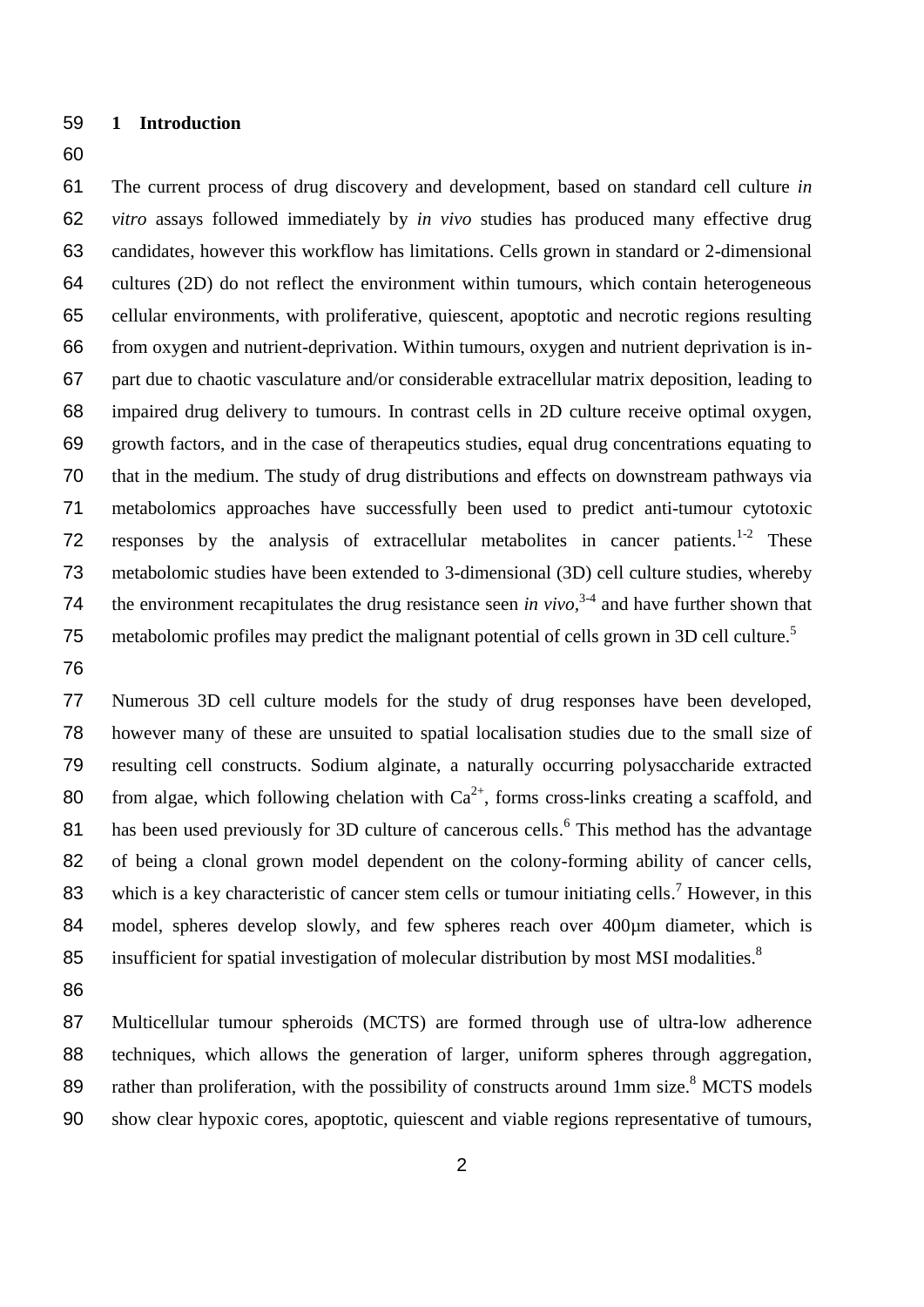## 1 Introduction

The current process of drug discovery and development, based on standard cell culture *in vitro* assays followed immediately by *in vivo* studies has produced many effective drug candidates, however this workflow has limitations. Cells grown in standard or 2-dimensional cultures (2D) do not reflect the environment within tumours, which contain heterogeneous cellular environments, with proliferative, quiescent, apoptotic and necrotic regions resulting from oxygen and nutrient-deprivation. Within tumours, oxygen and nutrient deprivation is in-part due to chaotic vasculature and/or considerable extracellular matrix deposition, leading to impaired drug delivery to tumours. In contrast cells in 2D culture receive optimal oxygen, growth factors, and in the case of therapeutics studies, equal drug concentrations equating to that in the medium. The study of drug distributions and effects on downstream pathways via metabolomics approaches have successfully been used to predict anti-tumour cytotoxic responses by the analysis of extracellular metabolites in cancer patients.[1-2] These metabolomic studies have been extended to 3-dimensional (3D) cell culture studies, whereby the environment recapitulates the drug resistance seen *in vivo*,[3-4] and have further shown that metabolomic profiles may predict the malignant potential of cells grown in 3D cell culture.[5]

Numerous 3D cell culture models for the study of drug responses have been developed, however many of these are unsuited to spatial localisation studies due to the small size of resulting cell constructs. Sodium alginate, a naturally occurring polysaccharide extracted from algae, which following chelation with $Ca^{2+}$, forms cross-links creating a scaffold, and has been used previously for 3D culture of cancerous cells.[6] This method has the advantage of being a clonal grown model dependent on the colony-forming ability of cancer cells, which is a key characteristic of cancer stem cells or tumour initiating cells.[7] However, in this model, spheres develop slowly, and few spheres reach over 400µm diameter, which is insufficient for spatial investigation of molecular distribution by most MSI modalities.[8]

Multicellular tumour spheroids (MCTS) are formed through use of ultra-low adherence techniques, which allows the generation of larger, uniform spheres through aggregation, rather than proliferation, with the possibility of constructs around 1mm size.[8] MCTS models show clear hypoxic cores, apoptotic, quiescent and viable regions representative of tumours,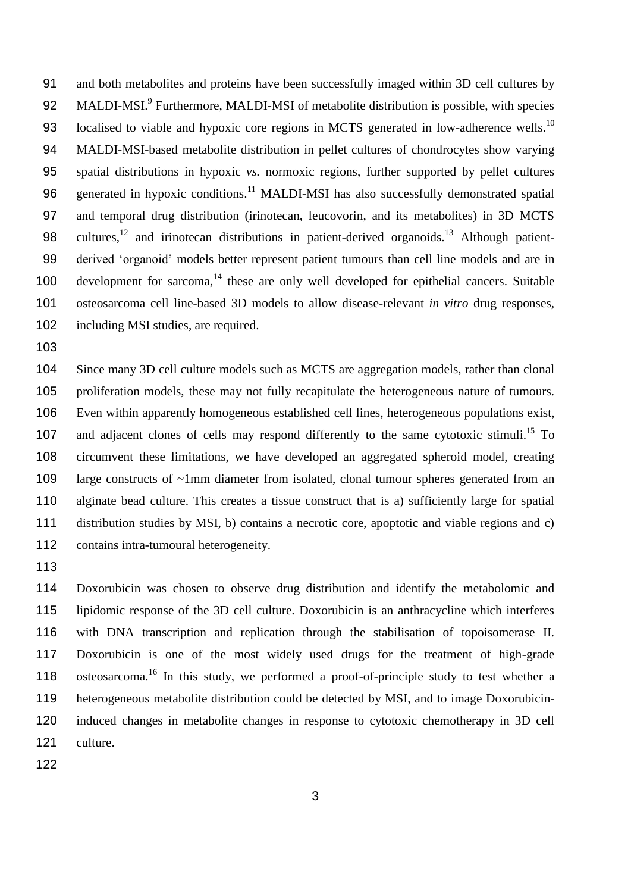and both metabolites and proteins have been successfully imaged within 3D cell cultures by MALDI-MSI.[9] Furthermore, MALDI-MSI of metabolite distribution is possible, with species localised to viable and hypoxic core regions in MCTS generated in low-adherence wells.[10] MALDI-MSI-based metabolite distribution in pellet cultures of chondrocytes show varying spatial distributions in hypoxic *vs.* normoxic regions, further supported by pellet cultures generated in hypoxic conditions.[11] MALDI-MSI has also successfully demonstrated spatial and temporal drug distribution (irinotecan, leucovorin, and its metabolites) in 3D MCTS cultures,[12] and irinotecan distributions in patient-derived organoids.[13] Although patient-derived 'organoid' models better represent patient tumours than cell line models and are in development for sarcoma,[14] these are only well developed for epithelial cancers. Suitable osteosarcoma cell line-based 3D models to allow disease-relevant *in vitro* drug responses, including MSI studies, are required.

Since many 3D cell culture models such as MCTS are aggregation models, rather than clonal proliferation models, these may not fully recapitulate the heterogeneous nature of tumours. Even within apparently homogeneous established cell lines, heterogeneous populations exist, and adjacent clones of cells may respond differently to the same cytotoxic stimuli.[15] To circumvent these limitations, we have developed an aggregated spheroid model, creating large constructs of ~1mm diameter from isolated, clonal tumour spheres generated from an alginate bead culture. This creates a tissue construct that is a) sufficiently large for spatial distribution studies by MSI, b) contains a necrotic core, apoptotic and viable regions and c) contains intra-tumoural heterogeneity.

Doxorubicin was chosen to observe drug distribution and identify the metabolomic and lipidomic response of the 3D cell culture. Doxorubicin is an anthracycline which interferes with DNA transcription and replication through the stabilisation of topoisomerase II. Doxorubicin is one of the most widely used drugs for the treatment of high-grade osteosarcoma.[16] In this study, we performed a proof-of-principle study to test whether a heterogeneous metabolite distribution could be detected by MSI, and to image Doxorubicin-induced changes in metabolite changes in response to cytotoxic chemotherapy in 3D cell culture.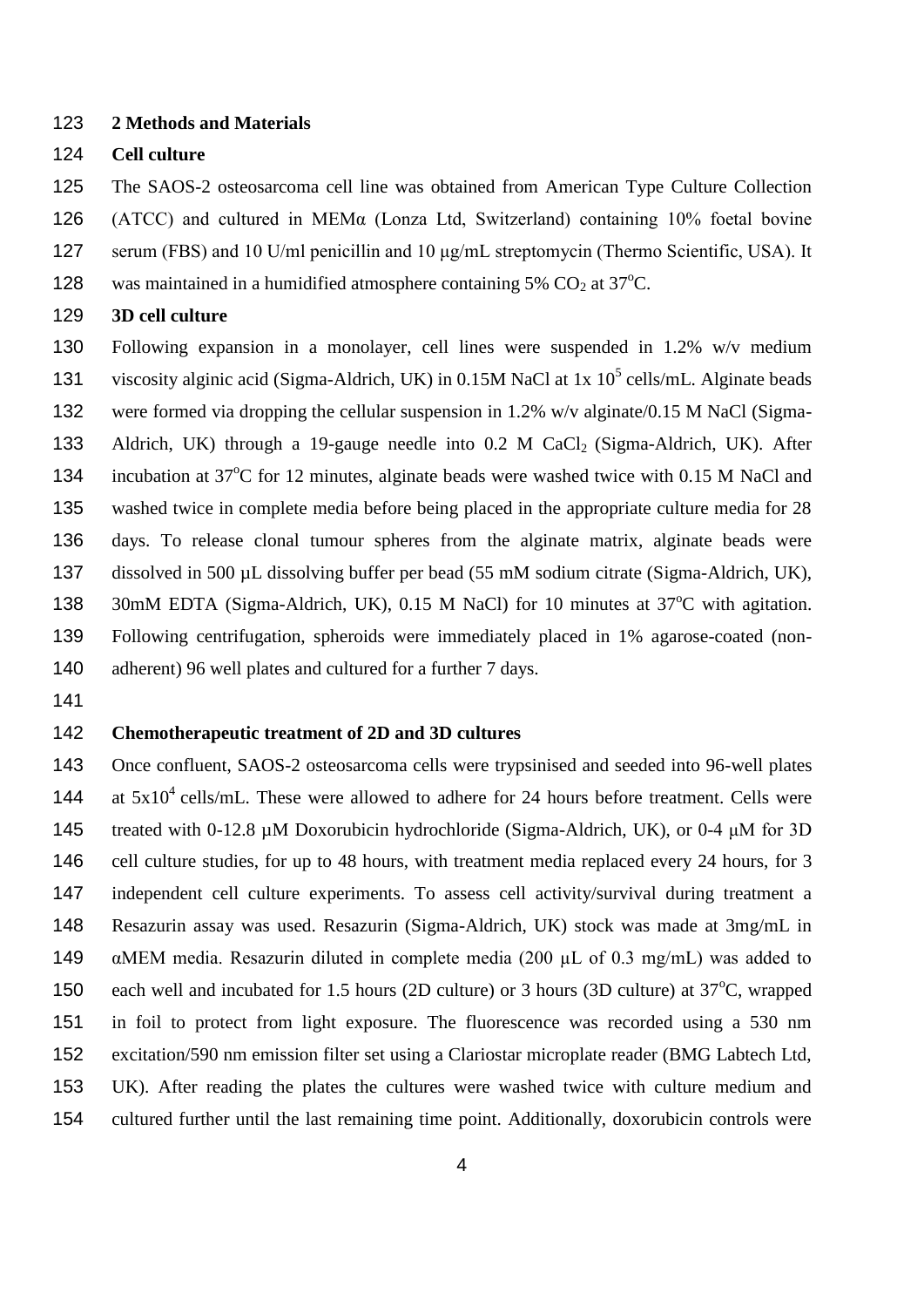## 2 Methods and Materials

### Cell culture

The SAOS-2 osteosarcoma cell line was obtained from American Type Culture Collection (ATCC) and cultured in MEMα (Lonza Ltd, Switzerland) containing 10% foetal bovine serum (FBS) and 10 U/ml penicillin and 10 µg/mL streptomycin (Thermo Scientific, USA). It was maintained in a humidified atmosphere containing 5% $CO_2$ at 37°C.

### 3D cell culture

Following expansion in a monolayer, cell lines were suspended in 1.2% w/v medium viscosity alginic acid (Sigma-Aldrich, UK) in 0.15M NaCl at 1x $10^5$ cells/mL. Alginate beads were formed via dropping the cellular suspension in 1.2% w/v alginate/0.15 M NaCl (Sigma-Aldrich, UK) through a 19-gauge needle into 0.2 M $CaCl_2$ (Sigma-Aldrich, UK). After incubation at 37°C for 12 minutes, alginate beads were washed twice with 0.15 M NaCl and washed twice in complete media before being placed in the appropriate culture media for 28 days. To release clonal tumour spheres from the alginate matrix, alginate beads were dissolved in 500 µL dissolving buffer per bead (55 mM sodium citrate (Sigma-Aldrich, UK), 30mM EDTA (Sigma-Aldrich, UK), 0.15 M NaCl) for 10 minutes at 37°C with agitation. Following centrifugation, spheroids were immediately placed in 1% agarose-coated (non-adherent) 96 well plates and cultured for a further 7 days.

### Chemotherapeutic treatment of 2D and 3D cultures

Once confluent, SAOS-2 osteosarcoma cells were trypsinised and seeded into 96-well plates at $5x10^4$ cells/mL. These were allowed to adhere for 24 hours before treatment. Cells were treated with 0-12.8 µM Doxorubicin hydrochloride (Sigma-Aldrich, UK), or 0-4 µM for 3D cell culture studies, for up to 48 hours, with treatment media replaced every 24 hours, for 3 independent cell culture experiments. To assess cell activity/survival during treatment a Resazurin assay was used. Resazurin (Sigma-Aldrich, UK) stock was made at 3mg/mL in αMEM media. Resazurin diluted in complete media (200 µL of 0.3 mg/mL) was added to each well and incubated for 1.5 hours (2D culture) or 3 hours (3D culture) at 37°C, wrapped in foil to protect from light exposure. The fluorescence was recorded using a 530 nm excitation/590 nm emission filter set using a Clariostar microplate reader (BMG Labtech Ltd, UK). After reading the plates the cultures were washed twice with culture medium and cultured further until the last remaining time point. Additionally, doxorubicin controls were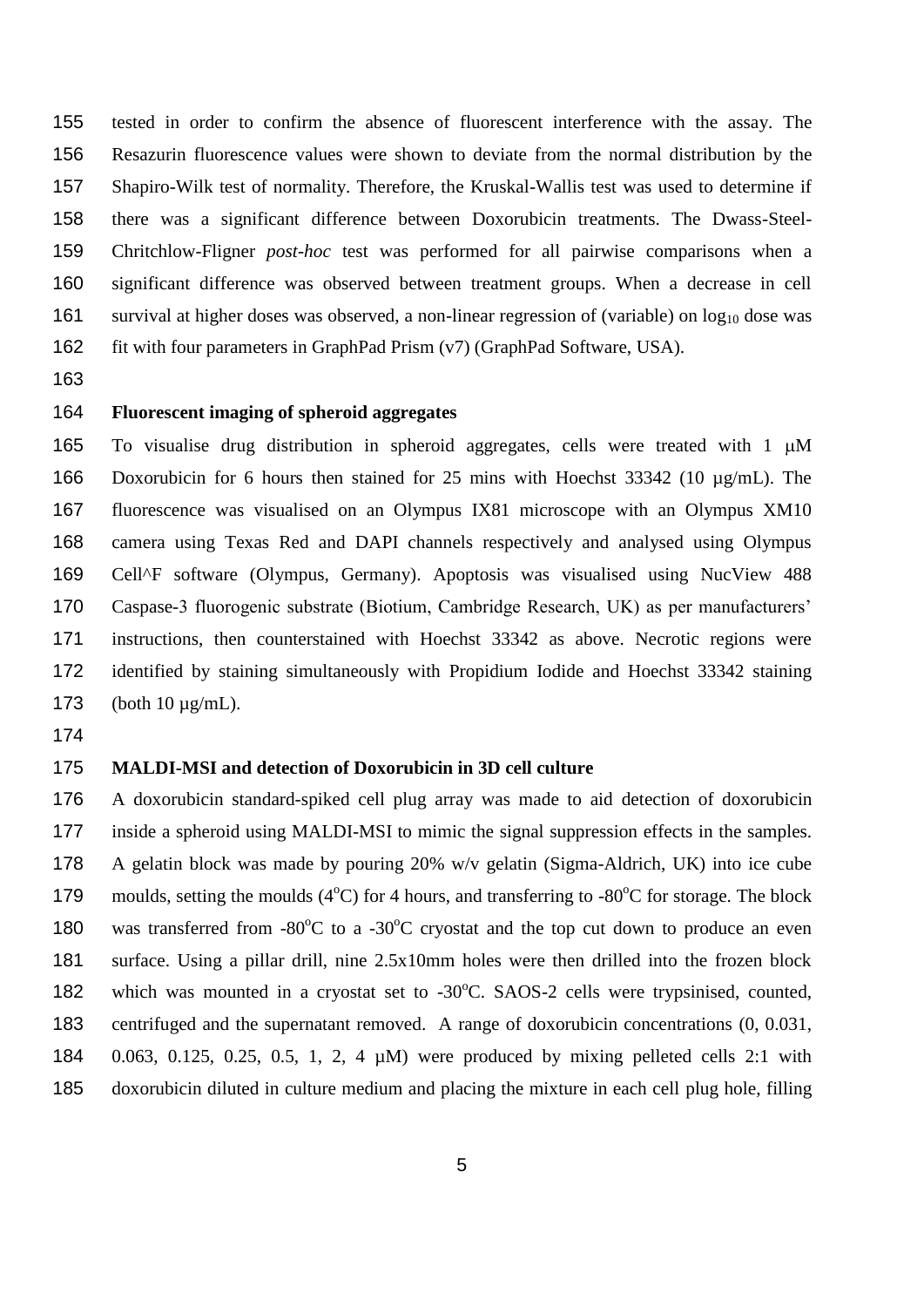tested in order to confirm the absence of fluorescent interference with the assay. The Resazurin fluorescence values were shown to deviate from the normal distribution by the Shapiro-Wilk test of normality. Therefore, the Kruskal-Wallis test was used to determine if there was a significant difference between Doxorubicin treatments. The Dwass-Steel-Chritchlow-Fligner *post-hoc* test was performed for all pairwise comparisons when a significant difference was observed between treatment groups. When a decrease in cell survival at higher doses was observed, a non-linear regression of (variable) on $\log_{10}$ dose was fit with four parameters in GraphPad Prism (v7) (GraphPad Software, USA).

### Fluorescent imaging of spheroid aggregates

To visualise drug distribution in spheroid aggregates, cells were treated with 1 μM Doxorubicin for 6 hours then stained for 25 mins with Hoechst 33342 (10 µg/mL). The fluorescence was visualised on an Olympus IX81 microscope with an Olympus XM10 camera using Texas Red and DAPI channels respectively and analysed using Olympus Cell^F software (Olympus, Germany). Apoptosis was visualised using NucView 488 Caspase-3 fluorogenic substrate (Biotium, Cambridge Research, UK) as per manufacturers' instructions, then counterstained with Hoechst 33342 as above. Necrotic regions were identified by staining simultaneously with Propidium Iodide and Hoechst 33342 staining (both 10 µg/mL).

### MALDI-MSI and detection of Doxorubicin in 3D cell culture

A doxorubicin standard-spiked cell plug array was made to aid detection of doxorubicin inside a spheroid using MALDI-MSI to mimic the signal suppression effects in the samples. A gelatin block was made by pouring 20% w/v gelatin (Sigma-Aldrich, UK) into ice cube moulds, setting the moulds ($4^{o}$C) for 4 hours, and transferring to $-80^{o}$C for storage. The block was transferred from $-80^{o}$C to a $-30^{o}$C cryostat and the top cut down to produce an even surface. Using a pillar drill, nine 2.5x10mm holes were then drilled into the frozen block which was mounted in a cryostat set to $-30^{o}$C. SAOS-2 cells were trypsinised, counted, centrifuged and the supernatant removed. A range of doxorubicin concentrations (0, 0.031, 0.063, 0.125, 0.25, 0.5, 1, 2, 4 µM) were produced by mixing pelleted cells 2:1 with doxorubicin diluted in culture medium and placing the mixture in each cell plug hole, filling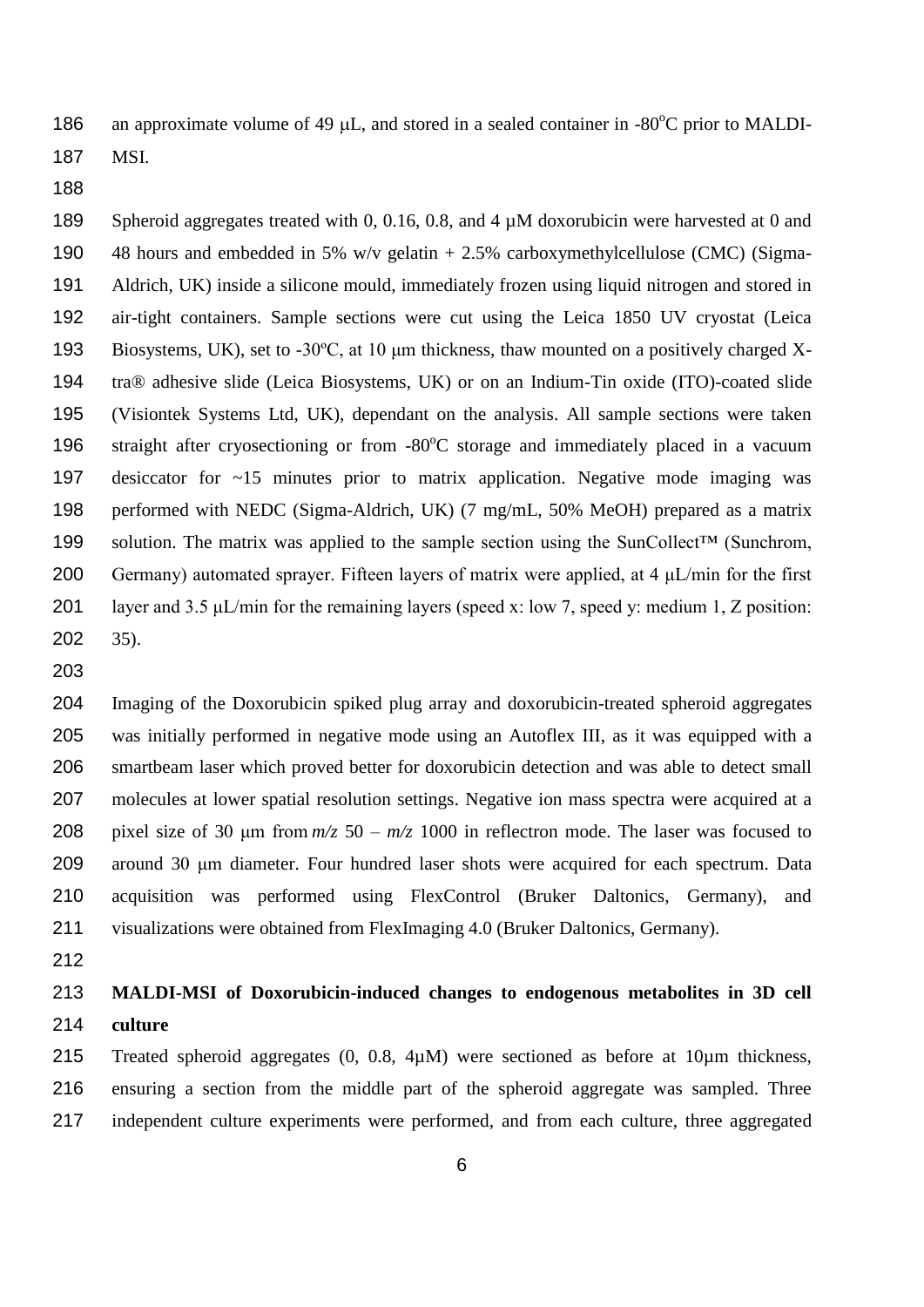an approximate volume of 49 μL, and stored in a sealed container in -80°C prior to MALDI-MSI.

Spheroid aggregates treated with 0, 0.16, 0.8, and 4 µM doxorubicin were harvested at 0 and 48 hours and embedded in 5% w/v gelatin + 2.5% carboxymethylcellulose (CMC) (Sigma-Aldrich, UK) inside a silicone mould, immediately frozen using liquid nitrogen and stored in air-tight containers. Sample sections were cut using the Leica 1850 UV cryostat (Leica Biosystems, UK), set to -30ºC, at 10 μm thickness, thaw mounted on a positively charged X-tra® adhesive slide (Leica Biosystems, UK) or on an Indium-Tin oxide (ITO)-coated slide (Visiontek Systems Ltd, UK), dependant on the analysis. All sample sections were taken straight after cryosectioning or from -80°C storage and immediately placed in a vacuum desiccator for ~15 minutes prior to matrix application. Negative mode imaging was performed with NEDC (Sigma-Aldrich, UK) (7 mg/mL, 50% MeOH) prepared as a matrix solution. The matrix was applied to the sample section using the SunCollect™ (Sunchrom, Germany) automated sprayer. Fifteen layers of matrix were applied, at 4 μL/min for the first layer and 3.5 μL/min for the remaining layers (speed x: low 7, speed y: medium 1, Z position: 35).

Imaging of the Doxorubicin spiked plug array and doxorubicin-treated spheroid aggregates was initially performed in negative mode using an Autoflex III, as it was equipped with a smartbeam laser which proved better for doxorubicin detection and was able to detect small molecules at lower spatial resolution settings. Negative ion mass spectra were acquired at a pixel size of 30 μm from *m/z* 50 – *m/z* 1000 in reflectron mode. The laser was focused to around 30 μm diameter. Four hundred laser shots were acquired for each spectrum. Data acquisition was performed using FlexControl (Bruker Daltonics, Germany), and visualizations were obtained from FlexImaging 4.0 (Bruker Daltonics, Germany).

**MALDI-MSI of Doxorubicin-induced changes to endogenous metabolites in 3D cell culture**

Treated spheroid aggregates (0, 0.8, 4µM) were sectioned as before at 10µm thickness, ensuring a section from the middle part of the spheroid aggregate was sampled. Three independent culture experiments were performed, and from each culture, three aggregated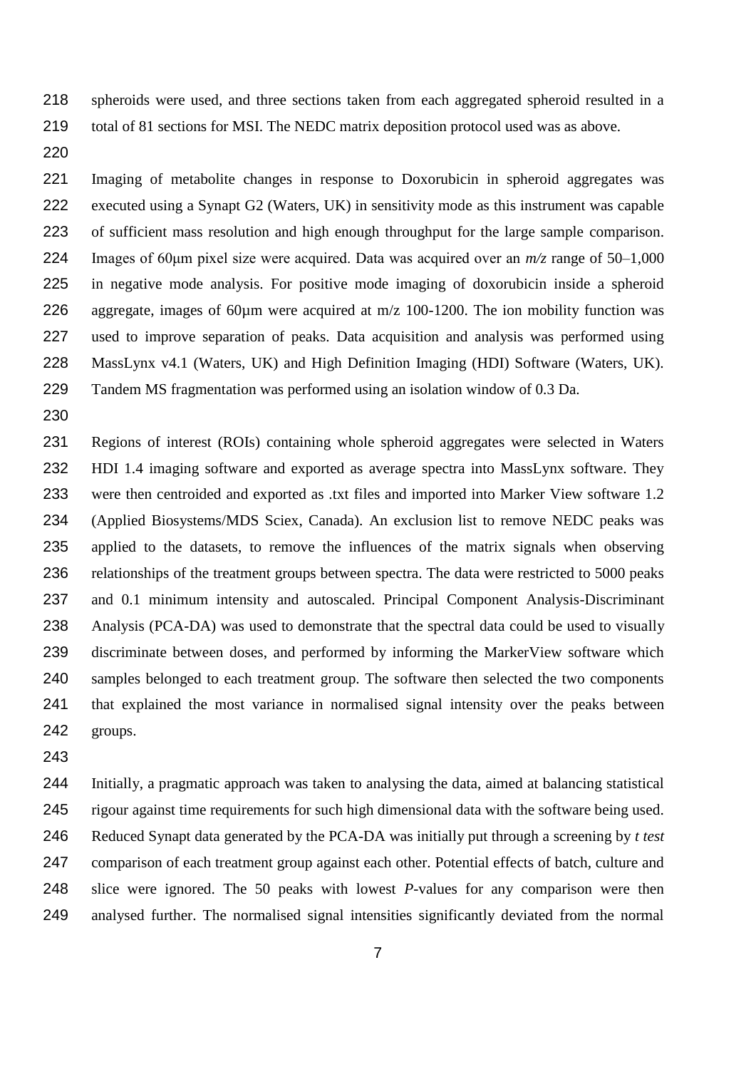spheroids were used, and three sections taken from each aggregated spheroid resulted in a total of 81 sections for MSI. The NEDC matrix deposition protocol used was as above.

Imaging of metabolite changes in response to Doxorubicin in spheroid aggregates was executed using a Synapt G2 (Waters, UK) in sensitivity mode as this instrument was capable of sufficient mass resolution and high enough throughput for the large sample comparison. Images of 60µm pixel size were acquired. Data was acquired over an *m/z* range of 50–1,000 in negative mode analysis. For positive mode imaging of doxorubicin inside a spheroid aggregate, images of 60µm were acquired at m/z 100-1200. The ion mobility function was used to improve separation of peaks. Data acquisition and analysis was performed using MassLynx v4.1 (Waters, UK) and High Definition Imaging (HDI) Software (Waters, UK). Tandem MS fragmentation was performed using an isolation window of 0.3 Da.

Regions of interest (ROIs) containing whole spheroid aggregates were selected in Waters HDI 1.4 imaging software and exported as average spectra into MassLynx software. They were then centroided and exported as .txt files and imported into Marker View software 1.2 (Applied Biosystems/MDS Sciex, Canada). An exclusion list to remove NEDC peaks was applied to the datasets, to remove the influences of the matrix signals when observing relationships of the treatment groups between spectra. The data were restricted to 5000 peaks and 0.1 minimum intensity and autoscaled. Principal Component Analysis-Discriminant Analysis (PCA-DA) was used to demonstrate that the spectral data could be used to visually discriminate between doses, and performed by informing the MarkerView software which samples belonged to each treatment group. The software then selected the two components that explained the most variance in normalised signal intensity over the peaks between groups.

Initially, a pragmatic approach was taken to analysing the data, aimed at balancing statistical rigour against time requirements for such high dimensional data with the software being used. Reduced Synapt data generated by the PCA-DA was initially put through a screening by *t test* comparison of each treatment group against each other. Potential effects of batch, culture and slice were ignored. The 50 peaks with lowest *P*-values for any comparison were then analysed further. The normalised signal intensities significantly deviated from the normal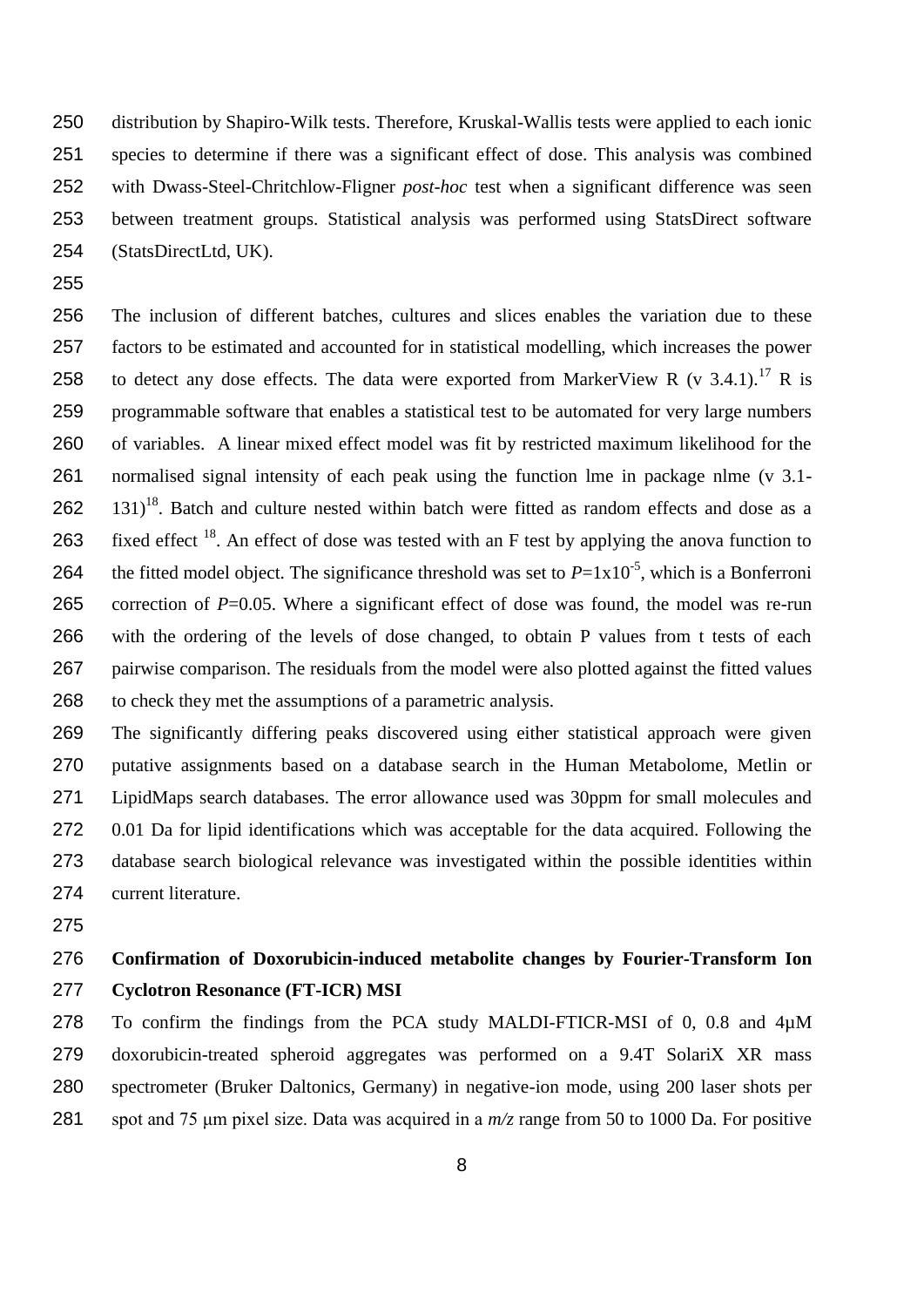distribution by Shapiro-Wilk tests. Therefore, Kruskal-Wallis tests were applied to each ionic species to determine if there was a significant effect of dose. This analysis was combined with Dwass-Steel-Chritchlow-Fligner *post-hoc* test when a significant difference was seen between treatment groups. Statistical analysis was performed using StatsDirect software (StatsDirectLtd, UK).

The inclusion of different batches, cultures and slices enables the variation due to these factors to be estimated and accounted for in statistical modelling, which increases the power to detect any dose effects. The data were exported from MarkerView R (v 3.4.1).[17] R is programmable software that enables a statistical test to be automated for very large numbers of variables. A linear mixed effect model was fit by restricted maximum likelihood for the normalised signal intensity of each peak using the function lme in package nlme (v 3.1-131)[18]. Batch and culture nested within batch were fitted as random effects and dose as a fixed effect [18]. An effect of dose was tested with an F test by applying the anova function to the fitted model object. The significance threshold was set to $P$=1x10$^{-5}$, which is a Bonferroni correction of $P$=0.05. Where a significant effect of dose was found, the model was re-run with the ordering of the levels of dose changed, to obtain P values from t tests of each pairwise comparison. The residuals from the model were also plotted against the fitted values to check they met the assumptions of a parametric analysis.

The significantly differing peaks discovered using either statistical approach were given putative assignments based on a database search in the Human Metabolome, Metlin or LipidMaps search databases. The error allowance used was 30ppm for small molecules and 0.01 Da for lipid identifications which was acceptable for the data acquired. Following the database search biological relevance was investigated within the possible identities within current literature.

**Confirmation of Doxorubicin-induced metabolite changes by Fourier-Transform Ion Cyclotron Resonance (FT-ICR) MSI**

To confirm the findings from the PCA study MALDI-FTICR-MSI of 0, 0.8 and 4μM doxorubicin-treated spheroid aggregates was performed on a 9.4T SolariX XR mass spectrometer (Bruker Daltonics, Germany) in negative-ion mode, using 200 laser shots per spot and 75 μm pixel size. Data was acquired in a *m/z* range from 50 to 1000 Da. For positive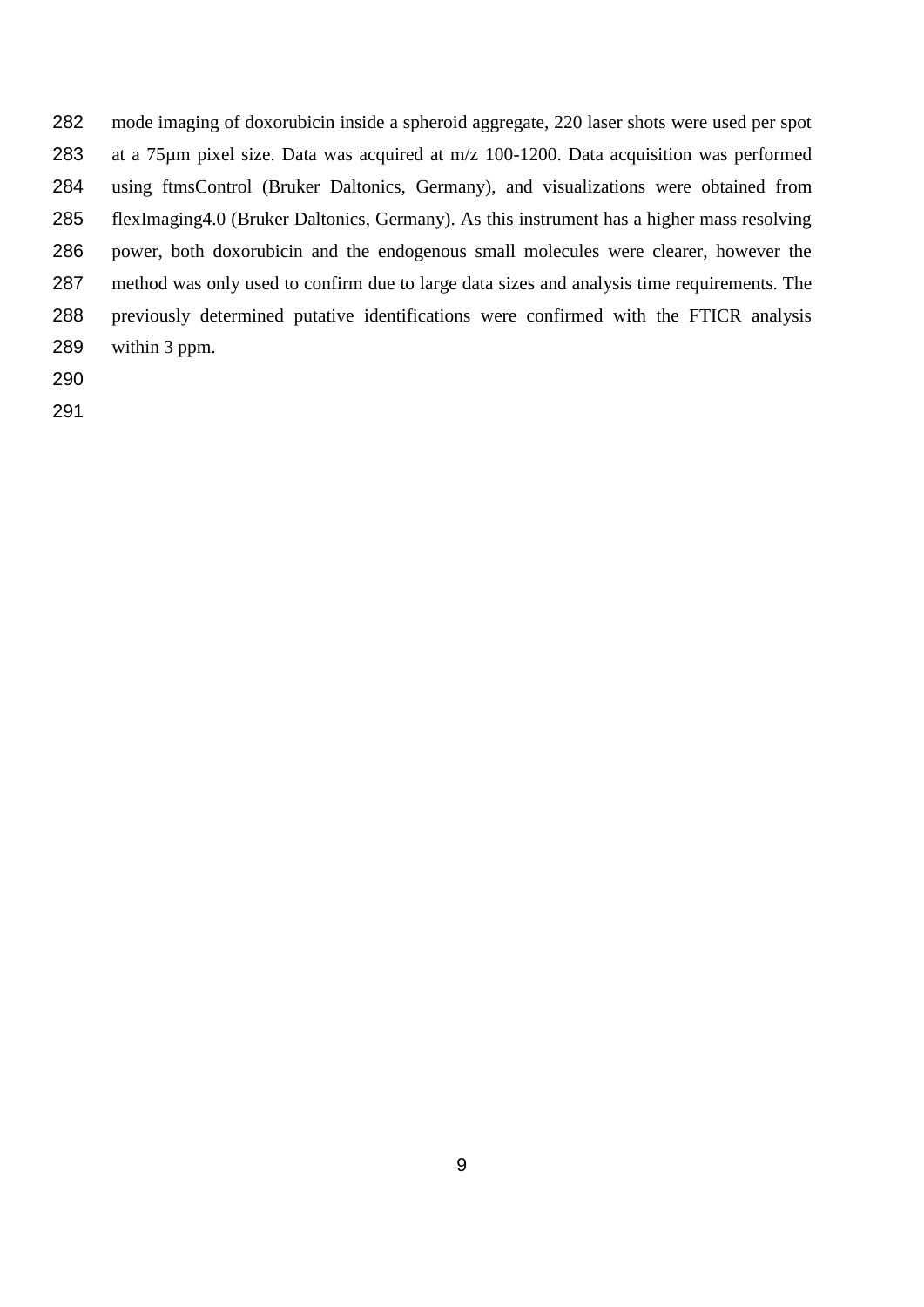mode imaging of doxorubicin inside a spheroid aggregate, 220 laser shots were used per spot at a 75µm pixel size. Data was acquired at m/z 100-1200. Data acquisition was performed using ftmsControl (Bruker Daltonics, Germany), and visualizations were obtained from flexImaging4.0 (Bruker Daltonics, Germany). As this instrument has a higher mass resolving power, both doxorubicin and the endogenous small molecules were clearer, however the method was only used to confirm due to large data sizes and analysis time requirements. The previously determined putative identifications were confirmed with the FTICR analysis within 3 ppm.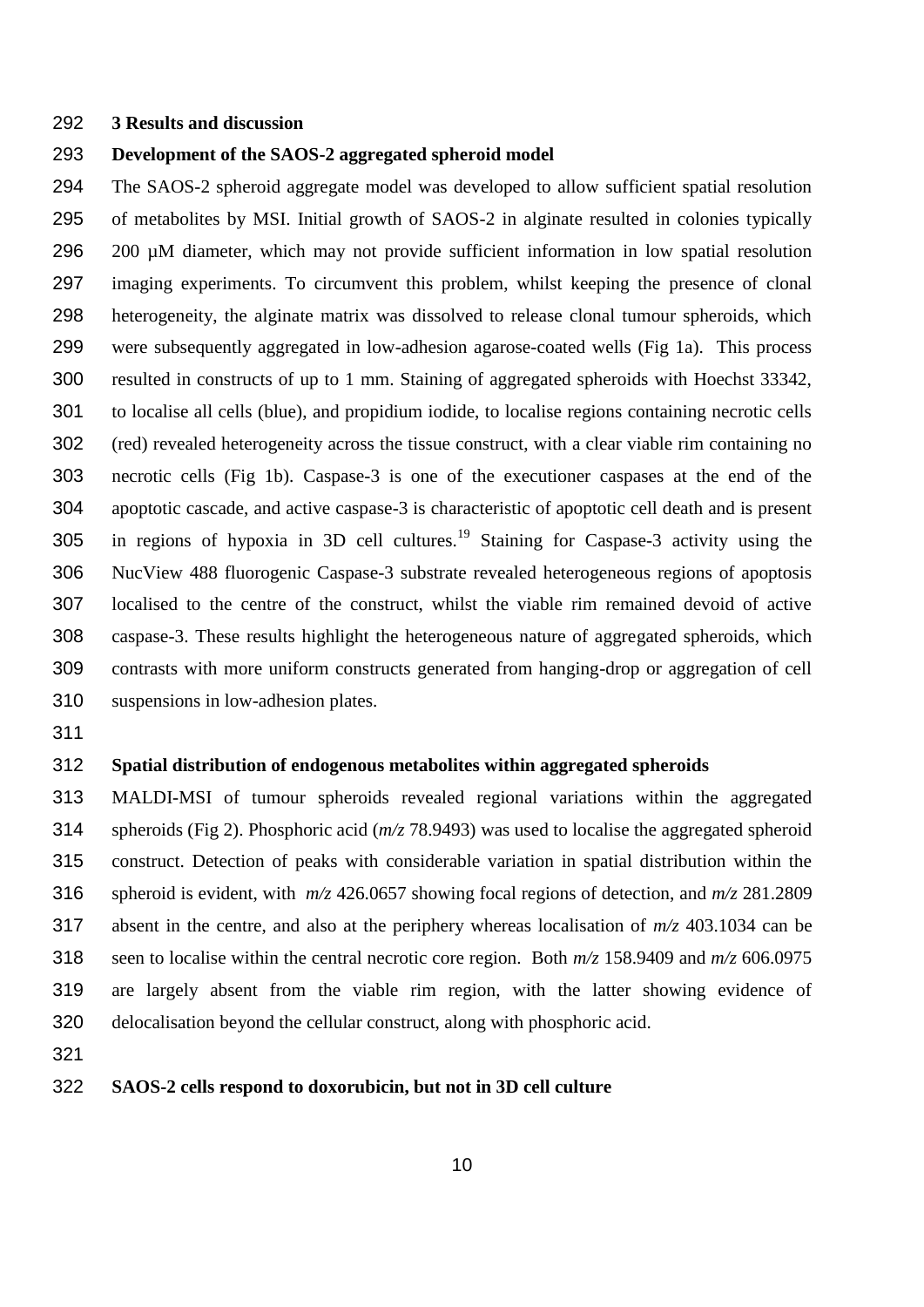## 3 Results and discussion

### Development of the SAOS-2 aggregated spheroid model

The SAOS-2 spheroid aggregate model was developed to allow sufficient spatial resolution of metabolites by MSI. Initial growth of SAOS-2 in alginate resulted in colonies typically 200 µM diameter, which may not provide sufficient information in low spatial resolution imaging experiments. To circumvent this problem, whilst keeping the presence of clonal heterogeneity, the alginate matrix was dissolved to release clonal tumour spheroids, which were subsequently aggregated in low-adhesion agarose-coated wells (Fig 1a). This process resulted in constructs of up to 1 mm. Staining of aggregated spheroids with Hoechst 33342, to localise all cells (blue), and propidium iodide, to localise regions containing necrotic cells (red) revealed heterogeneity across the tissue construct, with a clear viable rim containing no necrotic cells (Fig 1b). Caspase-3 is one of the executioner caspases at the end of the apoptotic cascade, and active caspase-3 is characteristic of apoptotic cell death and is present in regions of hypoxia in 3D cell cultures.[19] Staining for Caspase-3 activity using the NucView 488 fluorogenic Caspase-3 substrate revealed heterogeneous regions of apoptosis localised to the centre of the construct, whilst the viable rim remained devoid of active caspase-3. These results highlight the heterogeneous nature of aggregated spheroids, which contrasts with more uniform constructs generated from hanging-drop or aggregation of cell suspensions in low-adhesion plates.

### Spatial distribution of endogenous metabolites within aggregated spheroids

MALDI-MSI of tumour spheroids revealed regional variations within the aggregated spheroids (Fig 2). Phosphoric acid (*m/z* 78.9493) was used to localise the aggregated spheroid construct. Detection of peaks with considerable variation in spatial distribution within the spheroid is evident, with *m/z* 426.0657 showing focal regions of detection, and *m/z* 281.2809 absent in the centre, and also at the periphery whereas localisation of *m/z* 403.1034 can be seen to localise within the central necrotic core region. Both *m/z* 158.9409 and *m/z* 606.0975 are largely absent from the viable rim region, with the latter showing evidence of delocalisation beyond the cellular construct, along with phosphoric acid.

### SAOS-2 cells respond to doxorubicin, but not in 3D cell culture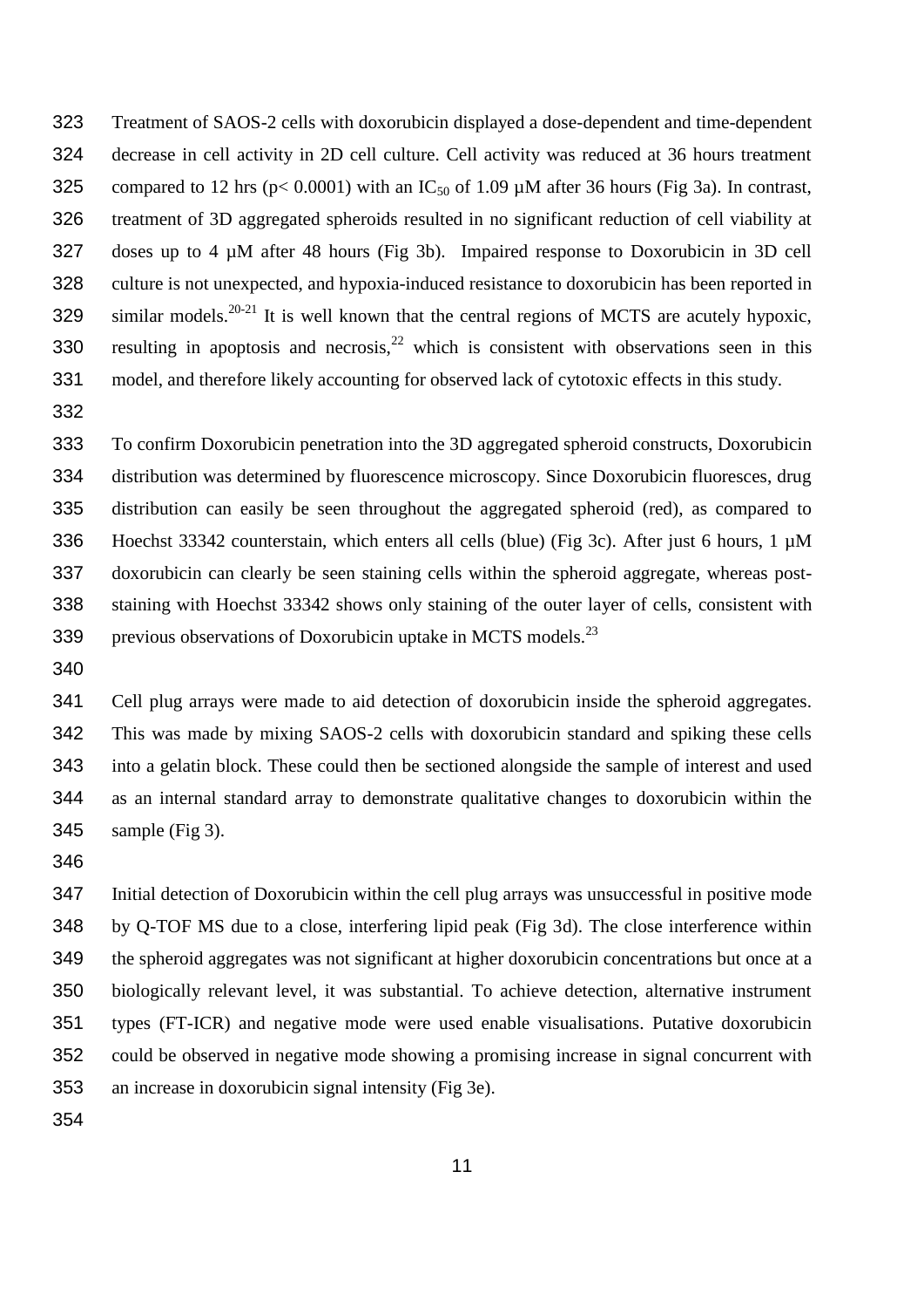Treatment of SAOS-2 cells with doxorubicin displayed a dose-dependent and time-dependent decrease in cell activity in 2D cell culture. Cell activity was reduced at 36 hours treatment compared to 12 hrs ($p < 0.0001$) with an $IC_{50}$ of 1.09 µM after 36 hours (Fig 3a). In contrast, treatment of 3D aggregated spheroids resulted in no significant reduction of cell viability at doses up to 4 µM after 48 hours (Fig 3b). Impaired response to Doxorubicin in 3D cell culture is not unexpected, and hypoxia-induced resistance to doxorubicin has been reported in similar models.[20-21] It is well known that the central regions of MCTS are acutely hypoxic, resulting in apoptosis and necrosis,[22] which is consistent with observations seen in this model, and therefore likely accounting for observed lack of cytotoxic effects in this study.

To confirm Doxorubicin penetration into the 3D aggregated spheroid constructs, Doxorubicin distribution was determined by fluorescence microscopy. Since Doxorubicin fluoresces, drug distribution can easily be seen throughout the aggregated spheroid (red), as compared to Hoechst 33342 counterstain, which enters all cells (blue) (Fig 3c). After just 6 hours, 1 µM doxorubicin can clearly be seen staining cells within the spheroid aggregate, whereas post-staining with Hoechst 33342 shows only staining of the outer layer of cells, consistent with previous observations of Doxorubicin uptake in MCTS models.[23]

Cell plug arrays were made to aid detection of doxorubicin inside the spheroid aggregates. This was made by mixing SAOS-2 cells with doxorubicin standard and spiking these cells into a gelatin block. These could then be sectioned alongside the sample of interest and used as an internal standard array to demonstrate qualitative changes to doxorubicin within the sample (Fig 3).

Initial detection of Doxorubicin within the cell plug arrays was unsuccessful in positive mode by Q-TOF MS due to a close, interfering lipid peak (Fig 3d). The close interference within the spheroid aggregates was not significant at higher doxorubicin concentrations but once at a biologically relevant level, it was substantial. To achieve detection, alternative instrument types (FT-ICR) and negative mode were used enable visualisations. Putative doxorubicin could be observed in negative mode showing a promising increase in signal concurrent with an increase in doxorubicin signal intensity (Fig 3e).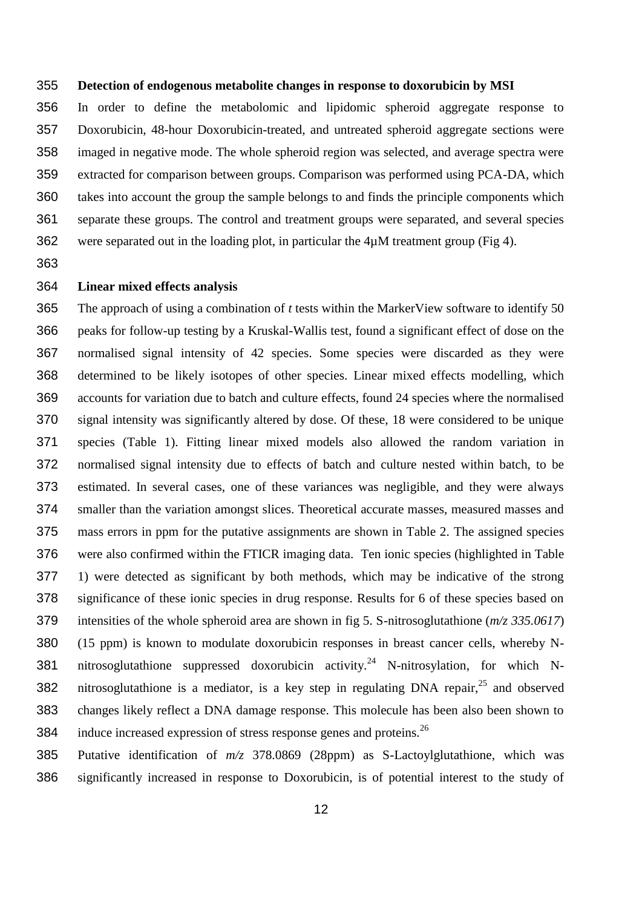**Detection of endogenous metabolite changes in response to doxorubicin by MSI**

In order to define the metabolomic and lipidomic spheroid aggregate response to Doxorubicin, 48-hour Doxorubicin-treated, and untreated spheroid aggregate sections were imaged in negative mode. The whole spheroid region was selected, and average spectra were extracted for comparison between groups. Comparison was performed using PCA-DA, which takes into account the group the sample belongs to and finds the principle components which separate these groups. The control and treatment groups were separated, and several species were separated out in the loading plot, in particular the 4µM treatment group (Fig 4).

**Linear mixed effects analysis**

The approach of using a combination of *t* tests within the MarkerView software to identify 50 peaks for follow-up testing by a Kruskal-Wallis test, found a significant effect of dose on the normalised signal intensity of 42 species. Some species were discarded as they were determined to be likely isotopes of other species. Linear mixed effects modelling, which accounts for variation due to batch and culture effects, found 24 species where the normalised signal intensity was significantly altered by dose. Of these, 18 were considered to be unique species (Table 1). Fitting linear mixed models also allowed the random variation in normalised signal intensity due to effects of batch and culture nested within batch, to be estimated. In several cases, one of these variances was negligible, and they were always smaller than the variation amongst slices. Theoretical accurate masses, measured masses and mass errors in ppm for the putative assignments are shown in Table 2. The assigned species were also confirmed within the FTICR imaging data. Ten ionic species (highlighted in Table 1) were detected as significant by both methods, which may be indicative of the strong significance of these ionic species in drug response. Results for 6 of these species based on intensities of the whole spheroid area are shown in fig 5. S-nitrosoglutathione (*m/z 335.0617*) (15 ppm) is known to modulate doxorubicin responses in breast cancer cells, whereby N-nitrosoglutathione suppressed doxorubicin activity.[24] N-nitrosylation, for which N-nitrosoglutathione is a mediator, is a key step in regulating DNA repair,[25] and observed changes likely reflect a DNA damage response. This molecule has been also been shown to induce increased expression of stress response genes and proteins.[26]

Putative identification of *m/z* 378.0869 (28ppm) as S-Lactoylglutathione, which was significantly increased in response to Doxorubicin, is of potential interest to the study of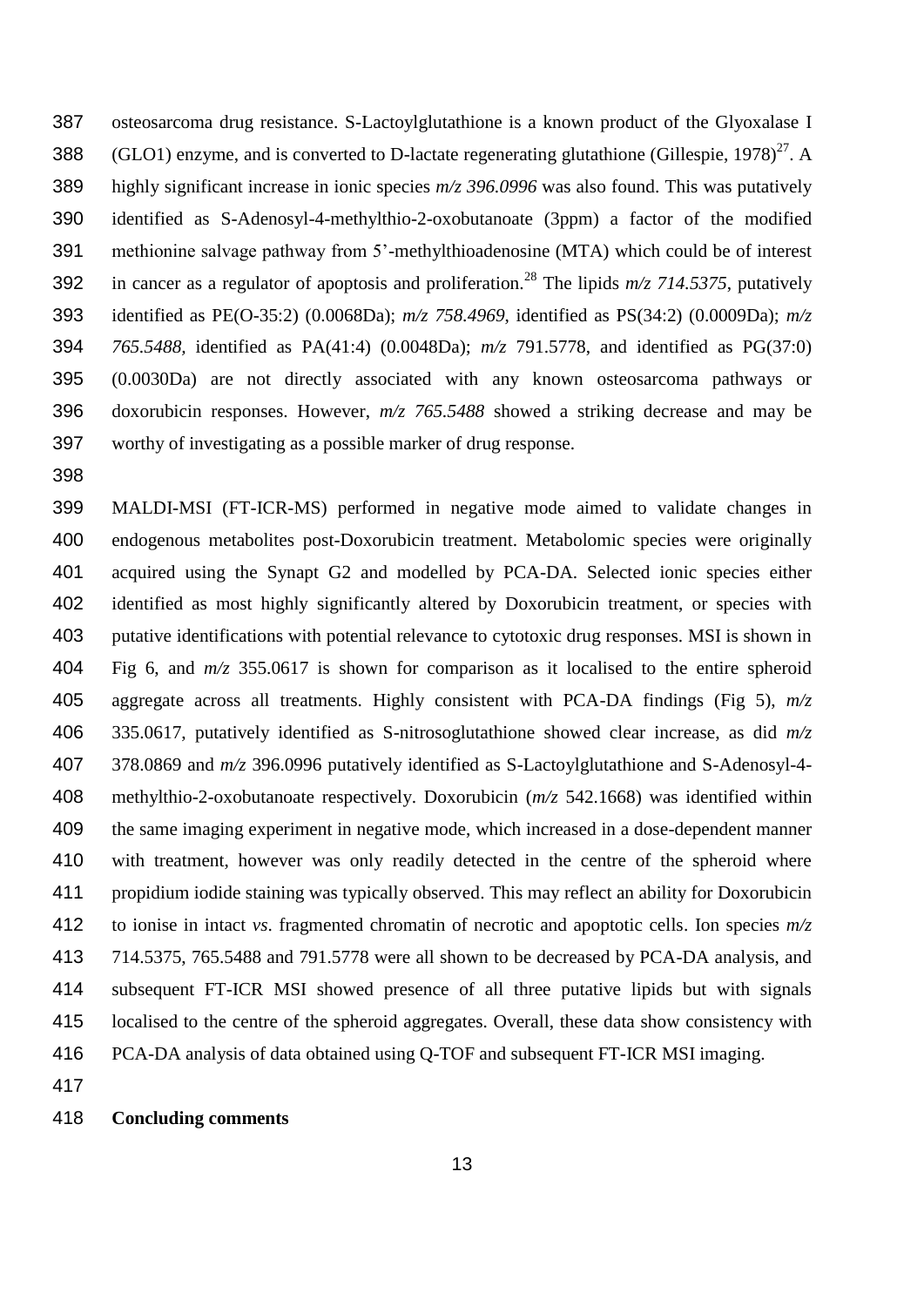osteosarcoma drug resistance. S-Lactoylglutathione is a known product of the Glyoxalase I (GLO1) enzyme, and is converted to D-lactate regenerating glutathione (Gillespie, 1978)[27]. A highly significant increase in ionic species *m/z 396.0996* was also found. This was putatively identified as S-Adenosyl-4-methylthio-2-oxobutanoate (3ppm) a factor of the modified methionine salvage pathway from 5'-methylthioadenosine (MTA) which could be of interest in cancer as a regulator of apoptosis and proliferation.[28] The lipids *m/z 714.5375*, putatively identified as PE(O-35:2) (0.0068Da); *m/z 758.4969*, identified as PS(34:2) (0.0009Da); *m/z 765.5488*, identified as PA(41:4) (0.0048Da); *m/z* 791.5778, and identified as PG(37:0) (0.0030Da) are not directly associated with any known osteosarcoma pathways or doxorubicin responses. However, *m/z 765.5488* showed a striking decrease and may be worthy of investigating as a possible marker of drug response.

MALDI-MSI (FT-ICR-MS) performed in negative mode aimed to validate changes in endogenous metabolites post-Doxorubicin treatment. Metabolomic species were originally acquired using the Synapt G2 and modelled by PCA-DA. Selected ionic species either identified as most highly significantly altered by Doxorubicin treatment, or species with putative identifications with potential relevance to cytotoxic drug responses. MSI is shown in Fig 6, and *m/z* 355.0617 is shown for comparison as it localised to the entire spheroid aggregate across all treatments. Highly consistent with PCA-DA findings (Fig 5), *m/z* 335.0617, putatively identified as S-nitrosoglutathione showed clear increase, as did *m/z* 378.0869 and *m/z* 396.0996 putatively identified as S-Lactoylglutathione and S-Adenosyl-4-methylthio-2-oxobutanoate respectively. Doxorubicin (*m/z* 542.1668) was identified within the same imaging experiment in negative mode, which increased in a dose-dependent manner with treatment, however was only readily detected in the centre of the spheroid where propidium iodide staining was typically observed. This may reflect an ability for Doxorubicin to ionise in intact *vs*. fragmented chromatin of necrotic and apoptotic cells. Ion species *m/z* 714.5375, 765.5488 and 791.5778 were all shown to be decreased by PCA-DA analysis, and subsequent FT-ICR MSI showed presence of all three putative lipids but with signals localised to the centre of the spheroid aggregates. Overall, these data show consistency with PCA-DA analysis of data obtained using Q-TOF and subsequent FT-ICR MSI imaging.

**Concluding comments**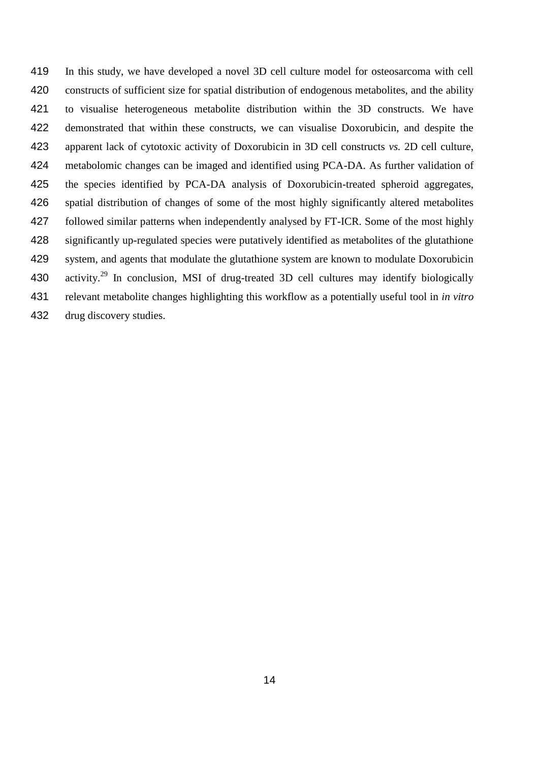In this study, we have developed a novel 3D cell culture model for osteosarcoma with cell constructs of sufficient size for spatial distribution of endogenous metabolites, and the ability to visualise heterogeneous metabolite distribution within the 3D constructs. We have demonstrated that within these constructs, we can visualise Doxorubicin, and despite the apparent lack of cytotoxic activity of Doxorubicin in 3D cell constructs *vs.* 2D cell culture, metabolomic changes can be imaged and identified using PCA-DA. As further validation of the species identified by PCA-DA analysis of Doxorubicin-treated spheroid aggregates, spatial distribution of changes of some of the most highly significantly altered metabolites followed similar patterns when independently analysed by FT-ICR. Some of the most highly significantly up-regulated species were putatively identified as metabolites of the glutathione system, and agents that modulate the glutathione system are known to modulate Doxorubicin activity.[29] In conclusion, MSI of drug-treated 3D cell cultures may identify biologically relevant metabolite changes highlighting this workflow as a potentially useful tool in *in vitro* drug discovery studies.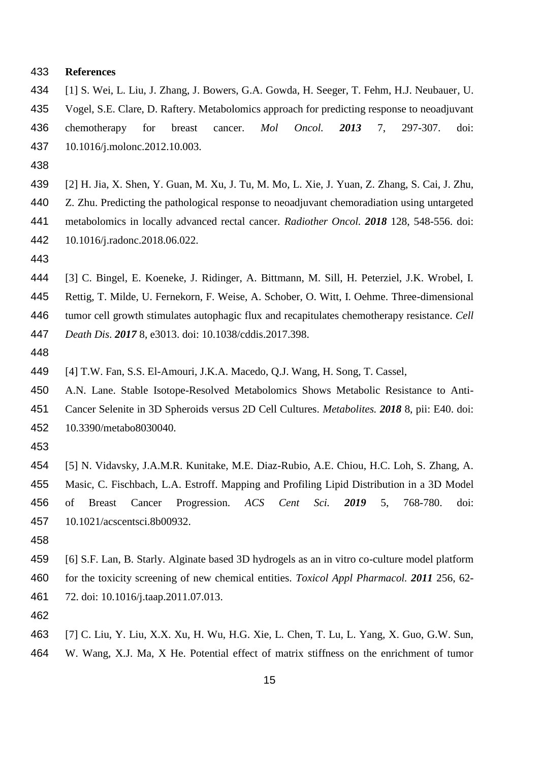## References

[1] S. Wei, L. Liu, J. Zhang, J. Bowers, G.A. Gowda, H. Seeger, T. Fehm, H.J. Neubauer, U. Vogel, S.E. Clare, D. Raftery. Metabolomics approach for predicting response to neoadjuvant chemotherapy for breast cancer. *Mol Oncol.* ***2013*** 7, 297-307. doi: 10.1016/j.molonc.2012.10.003.

[2] H. Jia, X. Shen, Y. Guan, M. Xu, J. Tu, M. Mo, L. Xie, J. Yuan, Z. Zhang, S. Cai, J. Zhu, Z. Zhu. Predicting the pathological response to neoadjuvant chemoradiation using untargeted metabolomics in locally advanced rectal cancer. *Radiother Oncol.* ***2018*** 128, 548-556. doi: 10.1016/j.radonc.2018.06.022.

[3] C. Bingel, E. Koeneke, J. Ridinger, A. Bittmann, M. Sill, H. Peterziel, J.K. Wrobel, I. Rettig, T. Milde, U. Fernekorn, F. Weise, A. Schober, O. Witt, I. Oehme. Three-dimensional tumor cell growth stimulates autophagic flux and recapitulates chemotherapy resistance. *Cell Death Dis.* ***2017*** 8, e3013. doi: 10.1038/cddis.2017.398.

[4] T.W. Fan, S.S. El-Amouri, J.K.A. Macedo, Q.J. Wang, H. Song, T. Cassel, A.N. Lane. Stable Isotope-Resolved Metabolomics Shows Metabolic Resistance to Anti-Cancer Selenite in 3D Spheroids versus 2D Cell Cultures. *Metabolites.* ***2018*** 8, pii: E40. doi: 10.3390/metabo8030040.

[5] N. Vidavsky, J.A.M.R. Kunitake, M.E. Diaz-Rubio, A.E. Chiou, H.C. Loh, S. Zhang, A. Masic, C. Fischbach, L.A. Estroff. Mapping and Profiling Lipid Distribution in a 3D Model of Breast Cancer Progression. *ACS Cent Sci.* ***2019*** 5, 768-780. doi: 10.1021/acscentsci.8b00932.

[6] S.F. Lan, B. Starly. Alginate based 3D hydrogels as an in vitro co-culture model platform for the toxicity screening of new chemical entities. *Toxicol Appl Pharmacol.* ***2011*** 256, 62-72. doi: 10.1016/j.taap.2011.07.013.

[7] C. Liu, Y. Liu, X.X. Xu, H. Wu, H.G. Xie, L. Chen, T. Lu, L. Yang, X. Guo, G.W. Sun, W. Wang, X.J. Ma, X He. Potential effect of matrix stiffness on the enrichment of tumor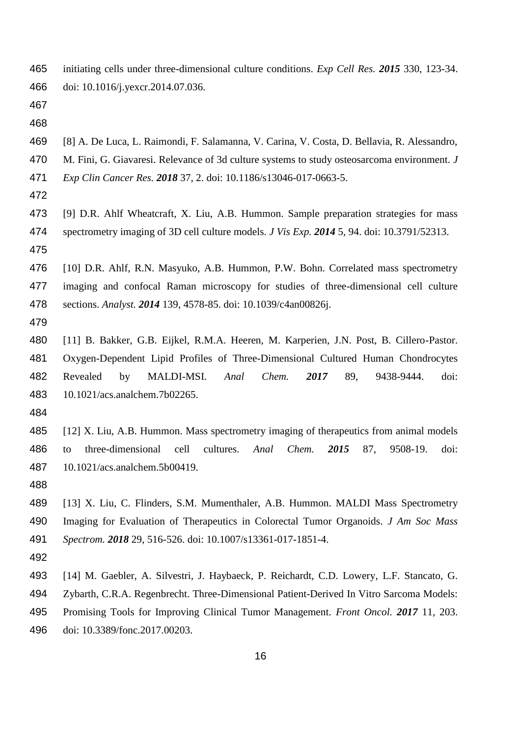initiating cells under three-dimensional culture conditions. *Exp Cell Res.* ***2015*** 330, 123-34. doi: 10.1016/j.yexcr.2014.07.036.

[8] A. De Luca, L. Raimondi, F. Salamanna, V. Carina, V. Costa, D. Bellavia, R. Alessandro, M. Fini, G. Giavaresi. Relevance of 3d culture systems to study osteosarcoma environment. *J Exp Clin Cancer Res.* ***2018*** 37, 2. doi: 10.1186/s13046-017-0663-5.

[9] D.R. Ahlf Wheatcraft, X. Liu, A.B. Hummon. Sample preparation strategies for mass spectrometry imaging of 3D cell culture models. *J Vis Exp.* ***2014*** 5, 94. doi: 10.3791/52313.

[10] D.R. Ahlf, R.N. Masyuko, A.B. Hummon, P.W. Bohn. Correlated mass spectrometry imaging and confocal Raman microscopy for studies of three-dimensional cell culture sections. *Analyst.* ***2014*** 139, 4578-85. doi: 10.1039/c4an00826j.

[11] B. Bakker, G.B. Eijkel, R.M.A. Heeren, M. Karperien, J.N. Post, B. Cillero-Pastor. Oxygen-Dependent Lipid Profiles of Three-Dimensional Cultured Human Chondrocytes Revealed by MALDI-MSI. *Anal Chem.* ***2017*** 89, 9438-9444. doi: 10.1021/acs.analchem.7b02265.

[12] X. Liu, A.B. Hummon. Mass spectrometry imaging of therapeutics from animal models to three-dimensional cell cultures. *Anal Chem.* ***2015*** 87, 9508-19. doi: 10.1021/acs.analchem.5b00419.

[13] X. Liu, C. Flinders, S.M. Mumenthaler, A.B. Hummon. MALDI Mass Spectrometry Imaging for Evaluation of Therapeutics in Colorectal Tumor Organoids. *J Am Soc Mass Spectrom.* ***2018*** 29, 516-526. doi: 10.1007/s13361-017-1851-4.

[14] M. Gaebler, A. Silvestri, J. Haybaeck, P. Reichardt, C.D. Lowery, L.F. Stancato, G. Zybarth, C.R.A. Regenbrecht. Three-Dimensional Patient-Derived In Vitro Sarcoma Models: Promising Tools for Improving Clinical Tumor Management. *Front Oncol.* ***2017*** 11, 203. doi: 10.3389/fonc.2017.00203.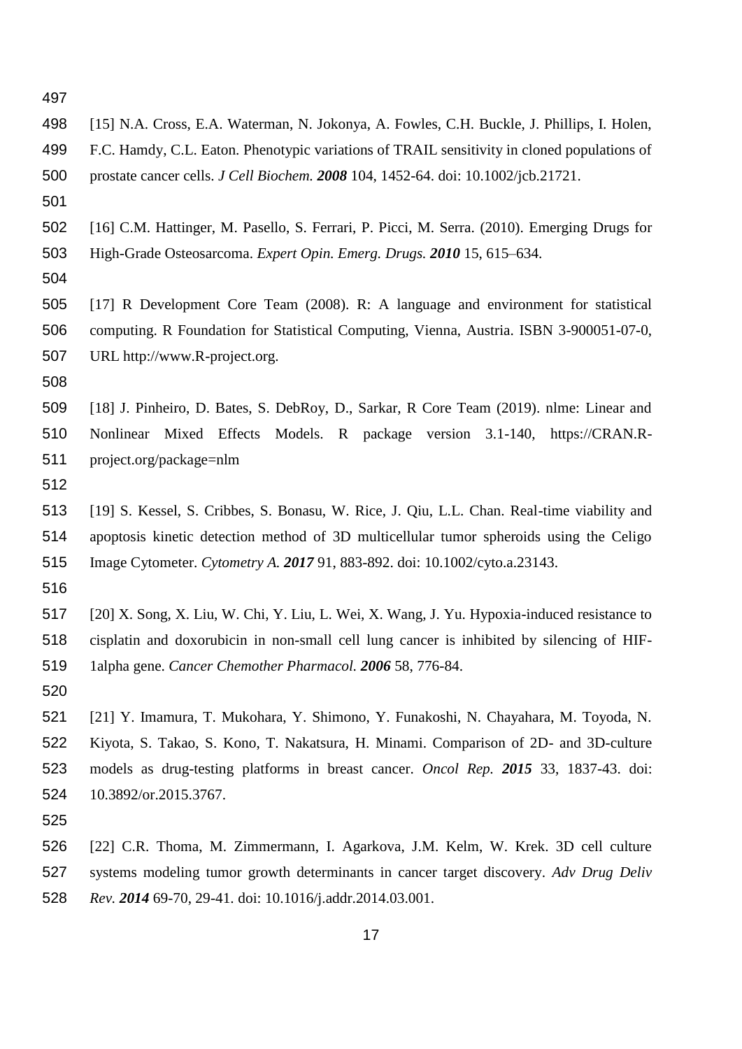[15] N.A. Cross, E.A. Waterman, N. Jokonya, A. Fowles, C.H. Buckle, J. Phillips, I. Holen, F.C. Hamdy, C.L. Eaton. Phenotypic variations of TRAIL sensitivity in cloned populations of prostate cancer cells. *J Cell Biochem.* ***2008*** 104, 1452-64. doi: 10.1002/jcb.21721.

[16] C.M. Hattinger, M. Pasello, S. Ferrari, P. Picci, M. Serra. (2010). Emerging Drugs for High-Grade Osteosarcoma. *Expert Opin. Emerg. Drugs.* ***2010*** 15, 615–634.

[17] R Development Core Team (2008). R: A language and environment for statistical computing. R Foundation for Statistical Computing, Vienna, Austria. ISBN 3-900051-07-0, URL http://www.R-project.org.

[18] J. Pinheiro, D. Bates, S. DebRoy, D., Sarkar, R Core Team (2019). nlme: Linear and Nonlinear Mixed Effects Models. R package version 3.1-140, https://CRAN.R-project.org/package=nlm

[19] S. Kessel, S. Cribbes, S. Bonasu, W. Rice, J. Qiu, L.L. Chan. Real-time viability and apoptosis kinetic detection method of 3D multicellular tumor spheroids using the Celigo Image Cytometer. *Cytometry A.* ***2017*** 91, 883-892. doi: 10.1002/cyto.a.23143.

[20] X. Song, X. Liu, W. Chi, Y. Liu, L. Wei, X. Wang, J. Yu. Hypoxia-induced resistance to cisplatin and doxorubicin in non-small cell lung cancer is inhibited by silencing of HIF-1alpha gene. *Cancer Chemother Pharmacol.* ***2006*** 58, 776-84.

[21] Y. Imamura, T. Mukohara, Y. Shimono, Y. Funakoshi, N. Chayahara, M. Toyoda, N. Kiyota, S. Takao, S. Kono, T. Nakatsura, H. Minami. Comparison of 2D- and 3D-culture models as drug-testing platforms in breast cancer. *Oncol Rep.* ***2015*** 33, 1837-43. doi: 10.3892/or.2015.3767.

[22] C.R. Thoma, M. Zimmermann, I. Agarkova, J.M. Kelm, W. Krek. 3D cell culture systems modeling tumor growth determinants in cancer target discovery. *Adv Drug Deliv Rev.* ***2014*** 69-70, 29-41. doi: 10.1016/j.addr.2014.03.001.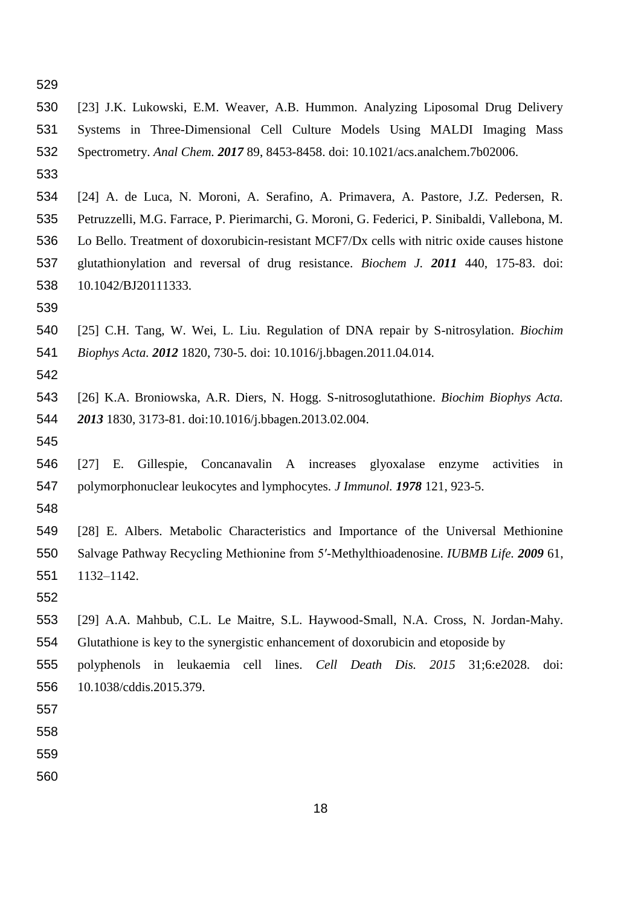[23] J.K. Lukowski, E.M. Weaver, A.B. Hummon. Analyzing Liposomal Drug Delivery Systems in Three-Dimensional Cell Culture Models Using MALDI Imaging Mass Spectrometry. *Anal Chem.* ***2017*** 89, 8453-8458. doi: 10.1021/acs.analchem.7b02006.

[24] A. de Luca, N. Moroni, A. Serafino, A. Primavera, A. Pastore, J.Z. Pedersen, R. Petruzzelli, M.G. Farrace, P. Pierimarchi, G. Moroni, G. Federici, P. Sinibaldi, Vallebona, M. Lo Bello. Treatment of doxorubicin-resistant MCF7/Dx cells with nitric oxide causes histone glutathionylation and reversal of drug resistance. *Biochem J.* ***2011*** 440, 175-83. doi: 10.1042/BJ20111333.

[25] C.H. Tang, W. Wei, L. Liu. Regulation of DNA repair by S-nitrosylation. *Biochim Biophys Acta.* ***2012*** 1820, 730-5. doi: 10.1016/j.bbagen.2011.04.014.

[26] K.A. Broniowska, A.R. Diers, N. Hogg. S-nitrosoglutathione. *Biochim Biophys Acta.* ***2013*** 1830, 3173-81. doi:10.1016/j.bbagen.2013.02.004.

[27] E. Gillespie, Concanavalin A increases glyoxalase enzyme activities in polymorphonuclear leukocytes and lymphocytes. *J Immunol.* ***1978*** 121, 923-5.

[28] E. Albers. Metabolic Characteristics and Importance of the Universal Methionine Salvage Pathway Recycling Methionine from 5′-Methylthioadenosine. *IUBMB Life.* ***2009*** 61, 1132–1142.

[29] A.A. Mahbub, C.L. Le Maitre, S.L. Haywood-Small, N.A. Cross, N. Jordan-Mahy. Glutathione is key to the synergistic enhancement of doxorubicin and etoposide by polyphenols in leukaemia cell lines. *Cell Death Dis. 2015* 31;6:e2028. doi: 10.1038/cddis.2015.379.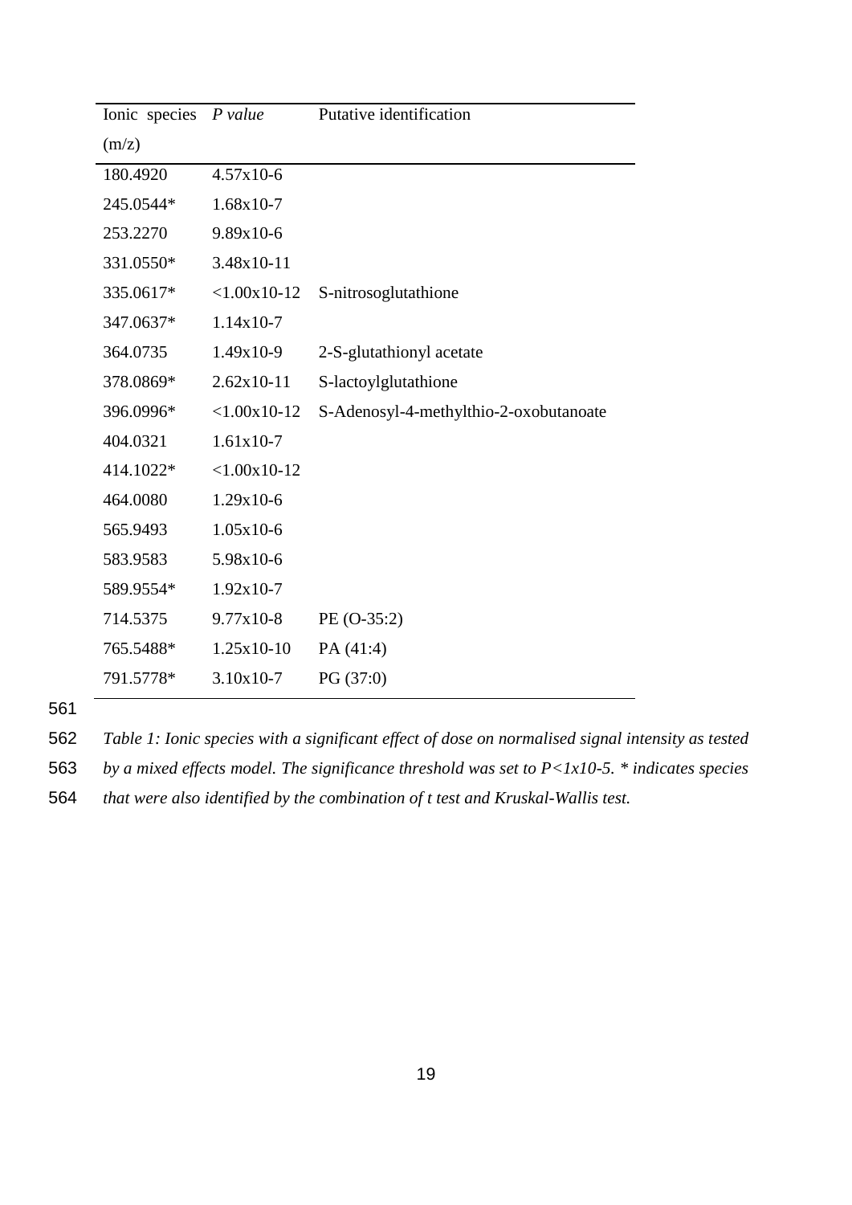| Ionic species (m/z) | *P value* | Putative identification |
|---|---|---|
| 180.4920 | 4.57x10-6 | |
| 245.0544* | 1.68x10-7 | |
| 253.2270 | 9.89x10-6 | |
| 331.0550* | 3.48x10-11 | |
| 335.0617* | <1.00x10-12 | S-nitrosoglutathione |
| 347.0637* | 1.14x10-7 | |
| 364.0735 | 1.49x10-9 | 2-S-glutathionyl acetate |
| 378.0869* | 2.62x10-11 | S-lactoylglutathione |
| 396.0996* | <1.00x10-12 | S-Adenosyl-4-methylthio-2-oxobutanoate |
| 404.0321 | 1.61x10-7 | |
| 414.1022* | <1.00x10-12 | |
| 464.0080 | 1.29x10-6 | |
| 565.9493 | 1.05x10-6 | |
| 583.9583 | 5.98x10-6 | |
| 589.9554* | 1.92x10-7 | |
| 714.5375 | 9.77x10-8 | PE (O-35:2) |
| 765.5488* | 1.25x10-10 | PA (41:4) |
| 791.5778* | 3.10x10-7 | PG (37:0) |

*Table 1: Ionic species with a significant effect of dose on normalised signal intensity as tested by a mixed effects model. The significance threshold was set to P<1x10-5. * indicates species that were also identified by the combination of t test and Kruskal-Wallis test.*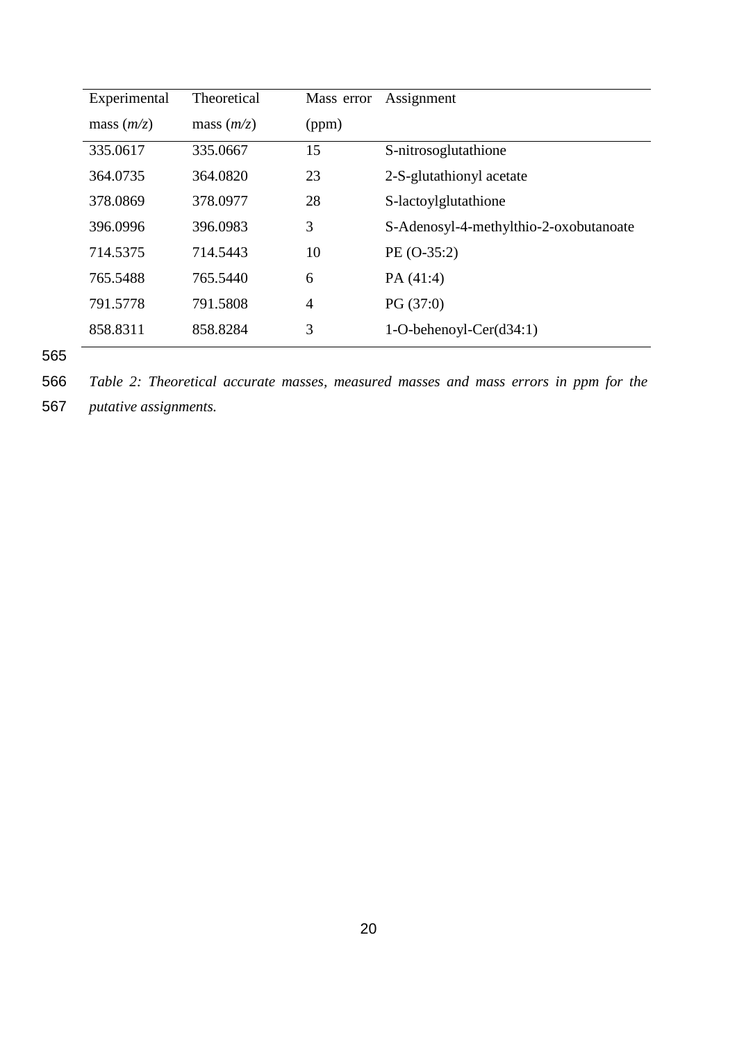| Experimental mass (*m/z*) | Theoretical mass (*m/z*) | Mass error (ppm) | Assignment |
|---|---|---|---|
| 335.0617 | 335.0667 | 15 | S-nitrosoglutathione |
| 364.0735 | 364.0820 | 23 | 2-S-glutathionyl acetate |
| 378.0869 | 378.0977 | 28 | S-lactoylglutathione |
| 396.0996 | 396.0983 | 3 | S-Adenosyl-4-methylthio-2-oxobutanoate |
| 714.5375 | 714.5443 | 10 | PE (O-35:2) |
| 765.5488 | 765.5440 | 6 | PA (41:4) |
| 791.5778 | 791.5808 | 4 | PG (37:0) |
| 858.8311 | 858.8284 | 3 | 1-O-behenoyl-Cer(d34:1) |

*Table 2: Theoretical accurate masses, measured masses and mass errors in ppm for the putative assignments.*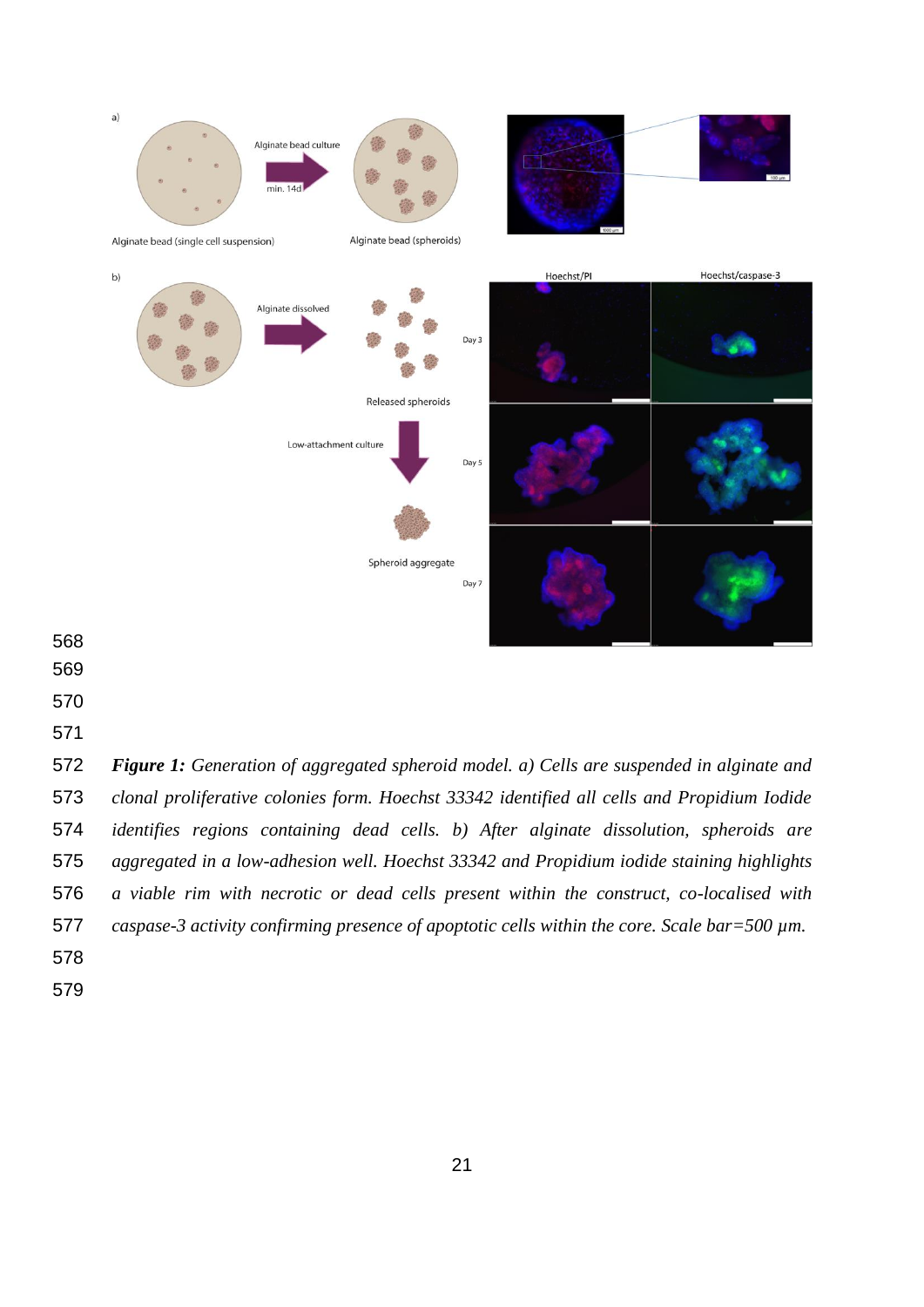***Figure 1:*** *Generation of aggregated spheroid model. a) Cells are suspended in alginate and clonal proliferative colonies form. Hoechst 33342 identified all cells and Propidium Iodide identifies regions containing dead cells. b) After alginate dissolution, spheroids are aggregated in a low-adhesion well. Hoechst 33342 and Propidium iodide staining highlights a viable rim with necrotic or dead cells present within the construct, co-localised with caspase-3 activity confirming presence of apoptotic cells within the core. Scale bar=500 µm.*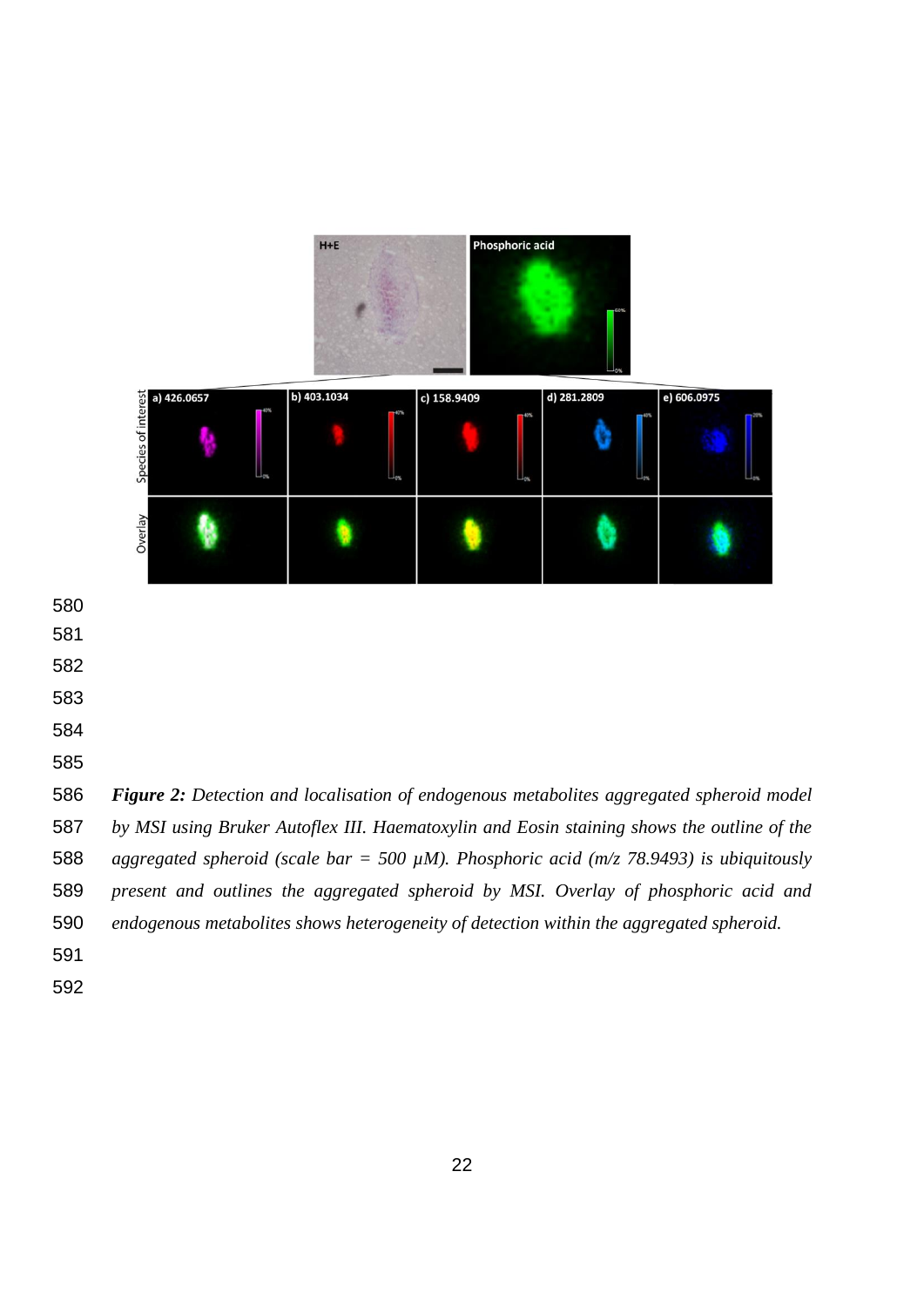***Figure 2:*** *Detection and localisation of endogenous metabolites aggregated spheroid model by MSI using Bruker Autoflex III. Haematoxylin and Eosin staining shows the outline of the aggregated spheroid (scale bar = 500 µM). Phosphoric acid (m/z 78.9493) is ubiquitously present and outlines the aggregated spheroid by MSI. Overlay of phosphoric acid and endogenous metabolites shows heterogeneity of detection within the aggregated spheroid.*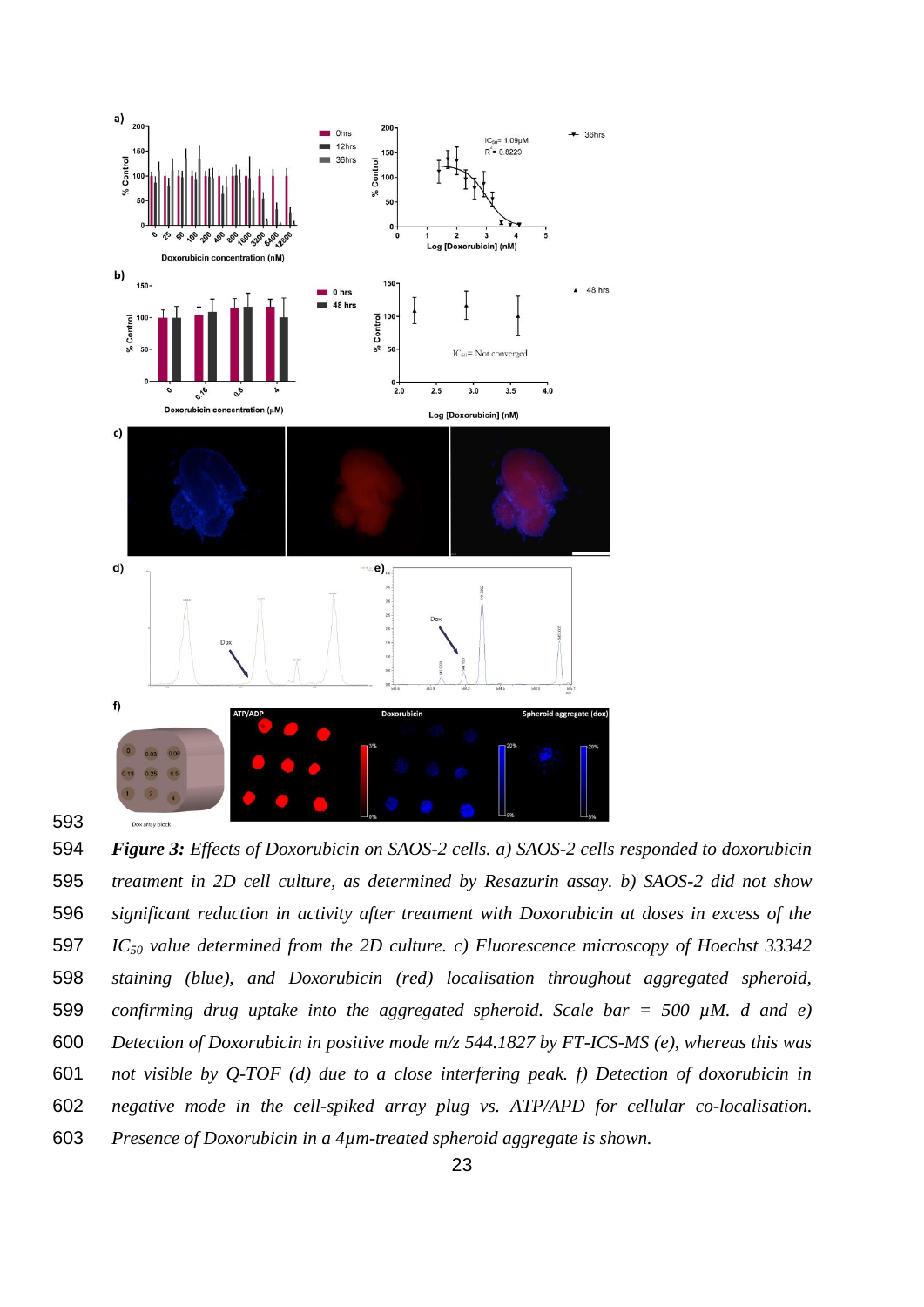***Figure 3:** Effects of Doxorubicin on SAOS-2 cells. a) SAOS-2 cells responded to doxorubicin treatment in 2D cell culture, as determined by Resazurin assay. b) SAOS-2 did not show significant reduction in activity after treatment with Doxorubicin at doses in excess of the $IC_{50}$ value determined from the 2D culture. c) Fluorescence microscopy of Hoechst 33342 staining (blue), and Doxorubicin (red) localisation throughout aggregated spheroid, confirming drug uptake into the aggregated spheroid. Scale bar = 500 µM. d and e) Detection of Doxorubicin in positive mode m/z 544.1827 by FT-ICS-MS (e), whereas this was not visible by Q-TOF (d) due to a close interfering peak. f) Detection of doxorubicin in negative mode in the cell-spiked array plug vs. ATP/APD for cellular co-localisation. Presence of Doxorubicin in a 4µm-treated spheroid aggregate is shown.*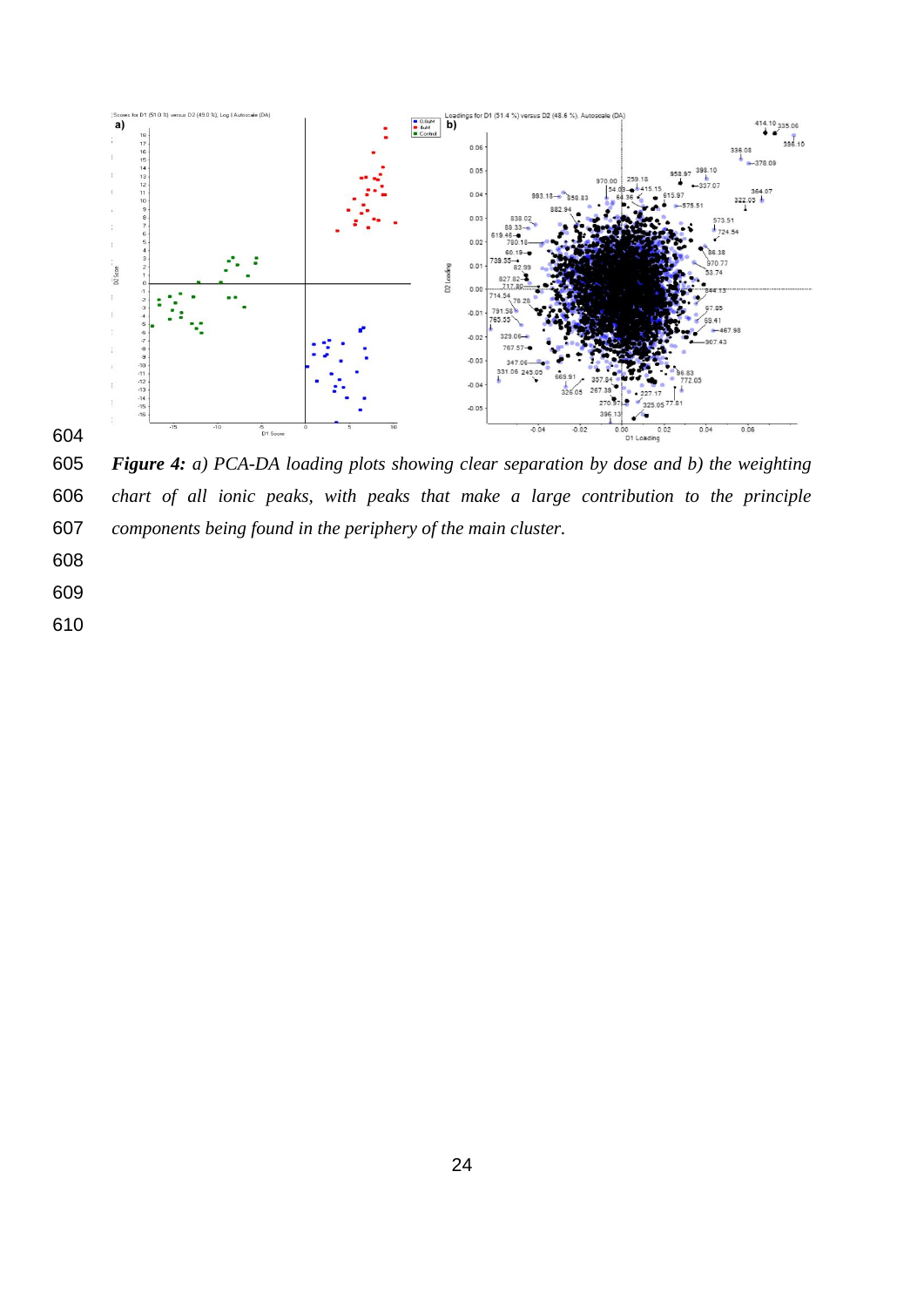***Figure 4:*** *a) PCA-DA loading plots showing clear separation by dose and b) the weighting chart of all ionic peaks, with peaks that make a large contribution to the principle components being found in the periphery of the main cluster.*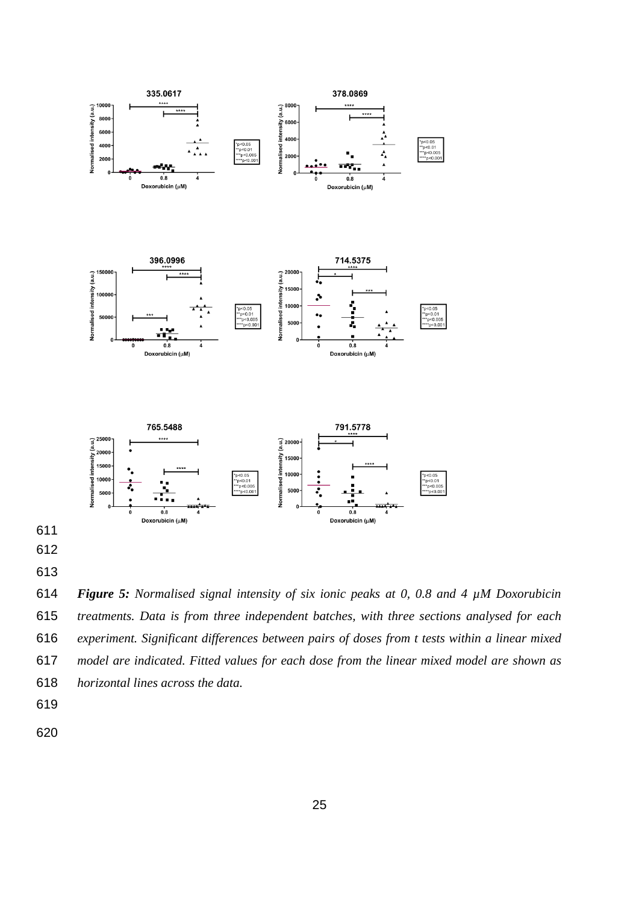***Figure 5:*** *Normalised signal intensity of six ionic peaks at 0, 0.8 and 4 µM Doxorubicin treatments. Data is from three independent batches, with three sections analysed for each experiment. Significant differences between pairs of doses from t tests within a linear mixed model are indicated. Fitted values for each dose from the linear mixed model are shown as horizontal lines across the data.*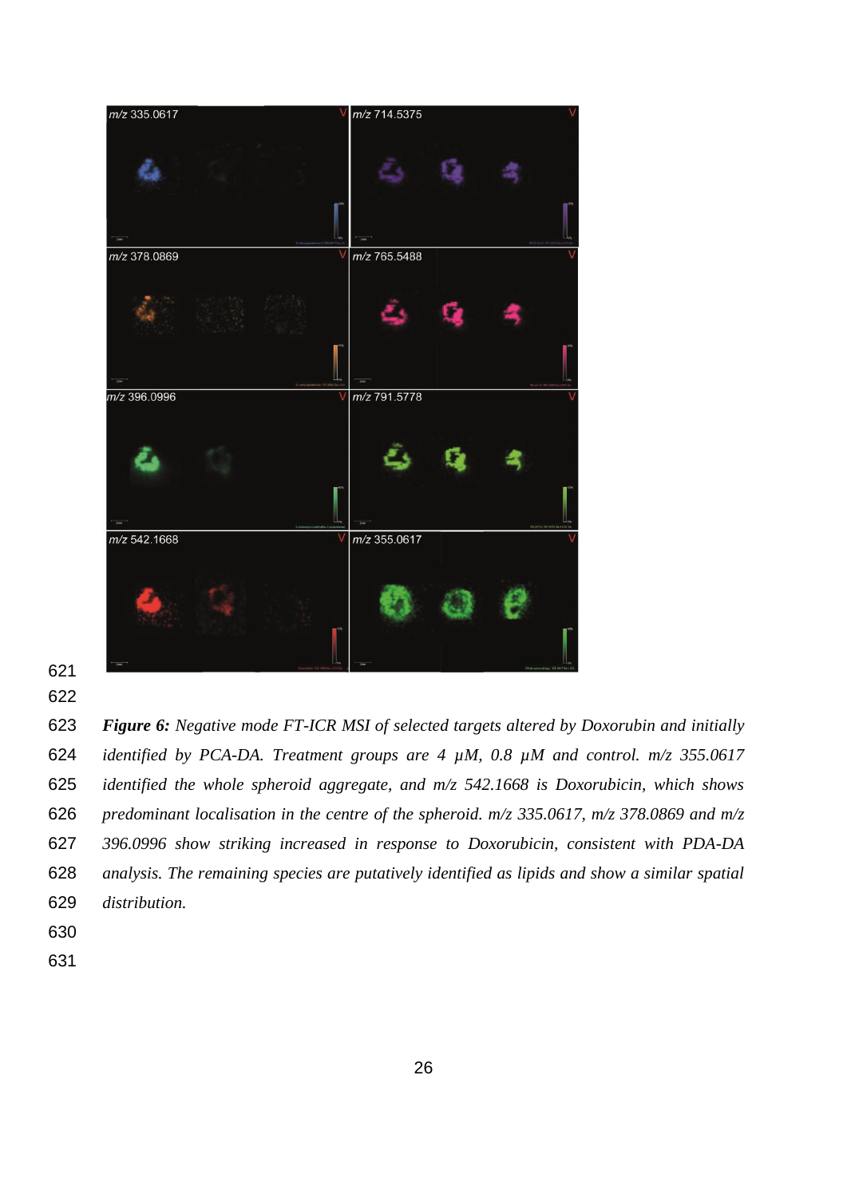m/z 335.0617

m/z 714.5375

m/z 378.0869

m/z 765.5488

m/z 396.0996

m/z 791.5778

m/z 542.1668

m/z 355.0617

***Figure 6:*** *Negative mode FT-ICR MSI of selected targets altered by Doxorubin and initially identified by PCA-DA. Treatment groups are 4 µM, 0.8 µM and control. m/z 355.0617 identified the whole spheroid aggregate, and m/z 542.1668 is Doxorubicin, which shows predominant localisation in the centre of the spheroid. m/z 335.0617, m/z 378.0869 and m/z 396.0996 show striking increased in response to Doxorubicin, consistent with PDA-DA analysis. The remaining species are putatively identified as lipids and show a similar spatial distribution.*